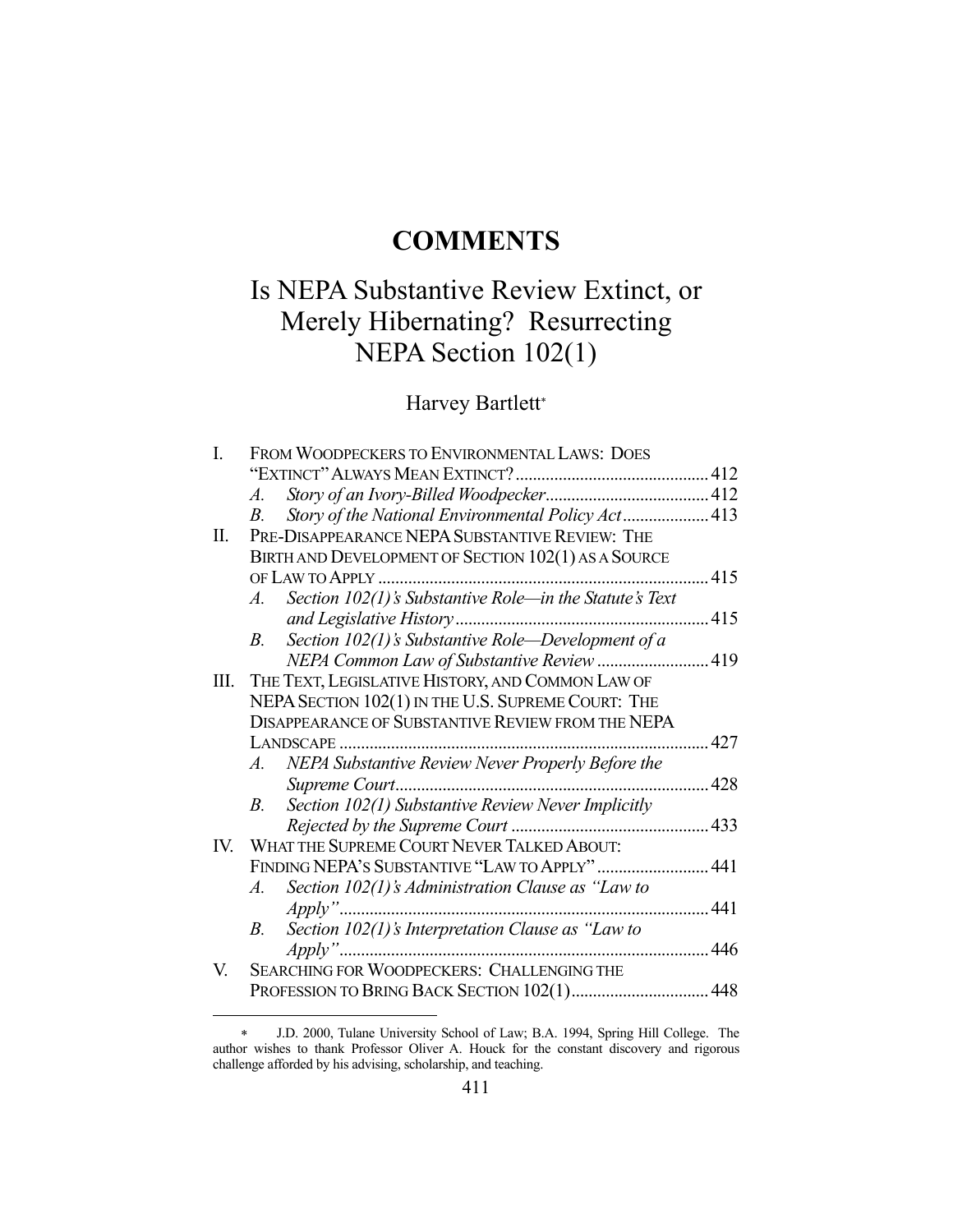# COMMENTS

## Is NEPA Substantive Review Extinct, or Merely Hibernating? Resurrecting NEPA Section 102(1)

Harvey Bartlett*

I. FROM WOODPECKERS TO ENVIRONMENTAL LAWS: DOES "EXTINCT" ALWAYS MEAN EXTINCT? ... 412
   - A. *Story of an Ivory-Billed Woodpecker* ... 412
   - B. *Story of the National Environmental Policy Act* ... 413

II. PRE-DISAPPEARANCE NEPA SUBSTANTIVE REVIEW: THE BIRTH AND DEVELOPMENT OF SECTION 102(1) AS A SOURCE OF LAW TO APPLY ... 415
   - A. *Section 102(1)'s Substantive Role—in the Statute's Text and Legislative History* ... 415
   - B. *Section 102(1)'s Substantive Role—Development of a NEPA Common Law of Substantive Review* ... 419

III. THE TEXT, LEGISLATIVE HISTORY, AND COMMON LAW OF NEPA SECTION 102(1) IN THE U.S. SUPREME COURT: THE DISAPPEARANCE OF SUBSTANTIVE REVIEW FROM THE NEPA LANDSCAPE ... 427
   - A. *NEPA Substantive Review Never Properly Before the Supreme Court* ... 428
   - B. *Section 102(1) Substantive Review Never Implicitly Rejected by the Supreme Court* ... 433

IV. WHAT THE SUPREME COURT NEVER TALKED ABOUT: FINDING NEPA'S SUBSTANTIVE "LAW TO APPLY" ... 441
   - A. *Section 102(1)'s Administration Clause as "Law to Apply"* ... 441
   - B. *Section 102(1)'s Interpretation Clause as "Law to Apply"* ... 446

V. SEARCHING FOR WOODPECKERS: CHALLENGING THE PROFESSION TO BRING BACK SECTION 102(1) ... 448

---

\* J.D. 2000, Tulane University School of Law; B.A. 1994, Spring Hill College. The author wishes to thank Professor Oliver A. Houck for the constant discovery and rigorous challenge afforded by his advising, scholarship, and teaching.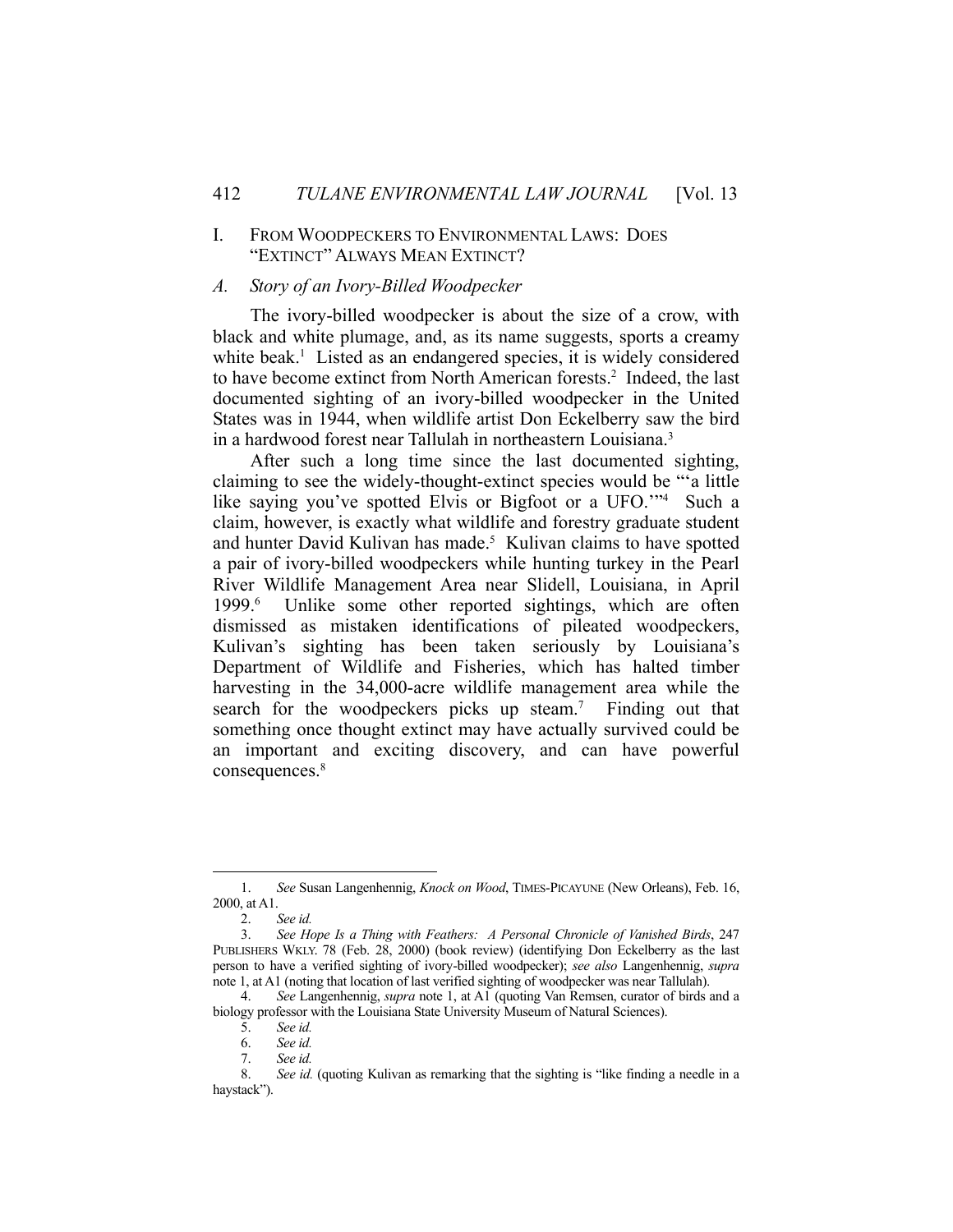## I. From Woodpeckers to Environmental Laws: Does "Extinct" Always Mean Extinct?

### *A. Story of an Ivory-Billed Woodpecker*

The ivory-billed woodpecker is about the size of a crow, with black and white plumage, and, as its name suggests, sports a creamy white beak.[1] Listed as an endangered species, it is widely considered to have become extinct from North American forests.[2] Indeed, the last documented sighting of an ivory-billed woodpecker in the United States was in 1944, when wildlife artist Don Eckelberry saw the bird in a hardwood forest near Tallulah in northeastern Louisiana.[3]

After such a long time since the last documented sighting, claiming to see the widely-thought-extinct species would be "'a little like saying you've spotted Elvis or Bigfoot or a UFO.'"[4] Such a claim, however, is exactly what wildlife and forestry graduate student and hunter David Kulivan has made.[5] Kulivan claims to have spotted a pair of ivory-billed woodpeckers while hunting turkey in the Pearl River Wildlife Management Area near Slidell, Louisiana, in April 1999.[6] Unlike some other reported sightings, which are often dismissed as mistaken identifications of pileated woodpeckers, Kulivan's sighting has been taken seriously by Louisiana's Department of Wildlife and Fisheries, which has halted timber harvesting in the 34,000-acre wildlife management area while the search for the woodpeckers picks up steam.[7] Finding out that something once thought extinct may have actually survived could be an important and exciting discovery, and can have powerful consequences.[8]

---

1. *See* Susan Langenhennig, *Knock on Wood*, TIMES-PICAYUNE (New Orleans), Feb. 16, 2000, at A1.

2. *See id.*

3. *See Hope Is a Thing with Feathers: A Personal Chronicle of Vanished Birds*, 247 PUBLISHERS WKLY. 78 (Feb. 28, 2000) (book review) (identifying Don Eckelberry as the last person to have a verified sighting of ivory-billed woodpecker); *see also* Langenhennig, *supra* note 1, at A1 (noting that location of last verified sighting of woodpecker was near Tallulah).

4. *See* Langenhennig, *supra* note 1, at A1 (quoting Van Remsen, curator of birds and a biology professor with the Louisiana State University Museum of Natural Sciences).

5. *See id.*

6. *See id.*

7. *See id.*

8. *See id.* (quoting Kulivan as remarking that the sighting is "like finding a needle in a haystack").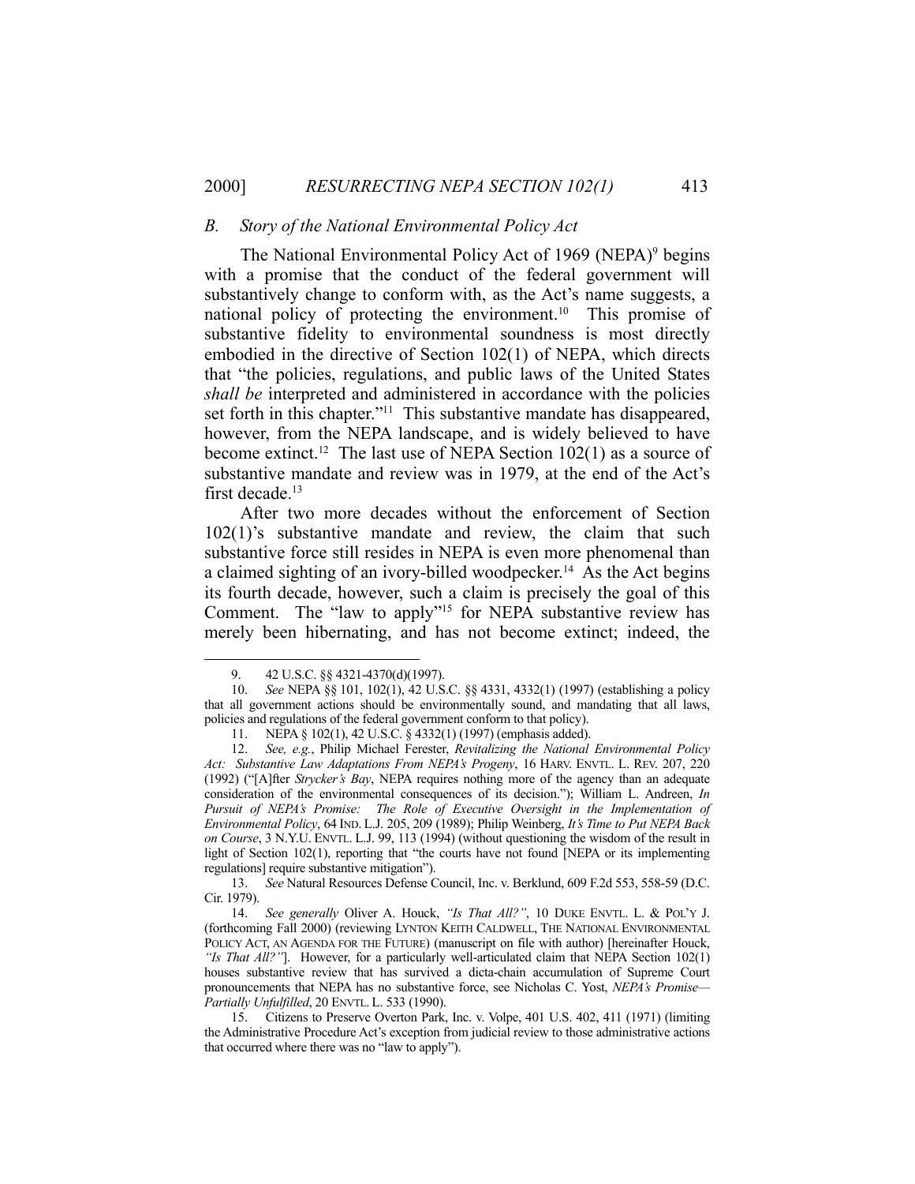### *B. Story of the National Environmental Policy Act*

The National Environmental Policy Act of 1969 (NEPA)[9] begins with a promise that the conduct of the federal government will substantively change to conform with, as the Act's name suggests, a national policy of protecting the environment.[10] This promise of substantive fidelity to environmental soundness is most directly embodied in the directive of Section 102(1) of NEPA, which directs that "the policies, regulations, and public laws of the United States *shall be* interpreted and administered in accordance with the policies set forth in this chapter."[11] This substantive mandate has disappeared, however, from the NEPA landscape, and is widely believed to have become extinct.[12] The last use of NEPA Section 102(1) as a source of substantive mandate and review was in 1979, at the end of the Act's first decade.[13]

After two more decades without the enforcement of Section 102(1)'s substantive mandate and review, the claim that such substantive force still resides in NEPA is even more phenomenal than a claimed sighting of an ivory-billed woodpecker.[14] As the Act begins its fourth decade, however, such a claim is precisely the goal of this Comment. The "law to apply"[15] for NEPA substantive review has merely been hibernating, and has not become extinct; indeed, the

---

9. 42 U.S.C. §§ 4321-4370(d)(1997).

10. *See* NEPA §§ 101, 102(1), 42 U.S.C. §§ 4331, 4332(1) (1997) (establishing a policy that all government actions should be environmentally sound, and mandating that all laws, policies and regulations of the federal government conform to that policy).

11. NEPA § 102(1), 42 U.S.C. § 4332(1) (1997) (emphasis added).

12. *See, e.g.*, Philip Michael Ferester, *Revitalizing the National Environmental Policy Act: Substantive Law Adaptations From NEPA's Progeny*, 16 HARV. ENVTL. L. REV. 207, 220 (1992) ("[A]fter *Strycker's Bay*, NEPA requires nothing more of the agency than an adequate consideration of the environmental consequences of its decision."); William L. Andreen, *In Pursuit of NEPA's Promise: The Role of Executive Oversight in the Implementation of Environmental Policy*, 64 IND. L.J. 205, 209 (1989); Philip Weinberg, *It's Time to Put NEPA Back on Course*, 3 N.Y.U. ENVTL. L.J. 99, 113 (1994) (without questioning the wisdom of the result in light of Section 102(1), reporting that "the courts have not found [NEPA or its implementing regulations] require substantive mitigation").

13. *See* Natural Resources Defense Council, Inc. v. Berklund, 609 F.2d 553, 558-59 (D.C. Cir. 1979).

14. *See generally* Oliver A. Houck, *"Is That All?"*, 10 DUKE ENVTL. L. & POL'Y J. (forthcoming Fall 2000) (reviewing LYNTON KEITH CALDWELL, THE NATIONAL ENVIRONMENTAL POLICY ACT, AN AGENDA FOR THE FUTURE) (manuscript on file with author) [hereinafter Houck, *"Is That All?"*]. However, for a particularly well-articulated claim that NEPA Section 102(1) houses substantive review that has survived a dicta-chain accumulation of Supreme Court pronouncements that NEPA has no substantive force, see Nicholas C. Yost, *NEPA's Promise—Partially Unfulfilled*, 20 ENVTL. L. 533 (1990).

15. Citizens to Preserve Overton Park, Inc. v. Volpe, 401 U.S. 402, 411 (1971) (limiting the Administrative Procedure Act's exception from judicial review to those administrative actions that occurred where there was no "law to apply").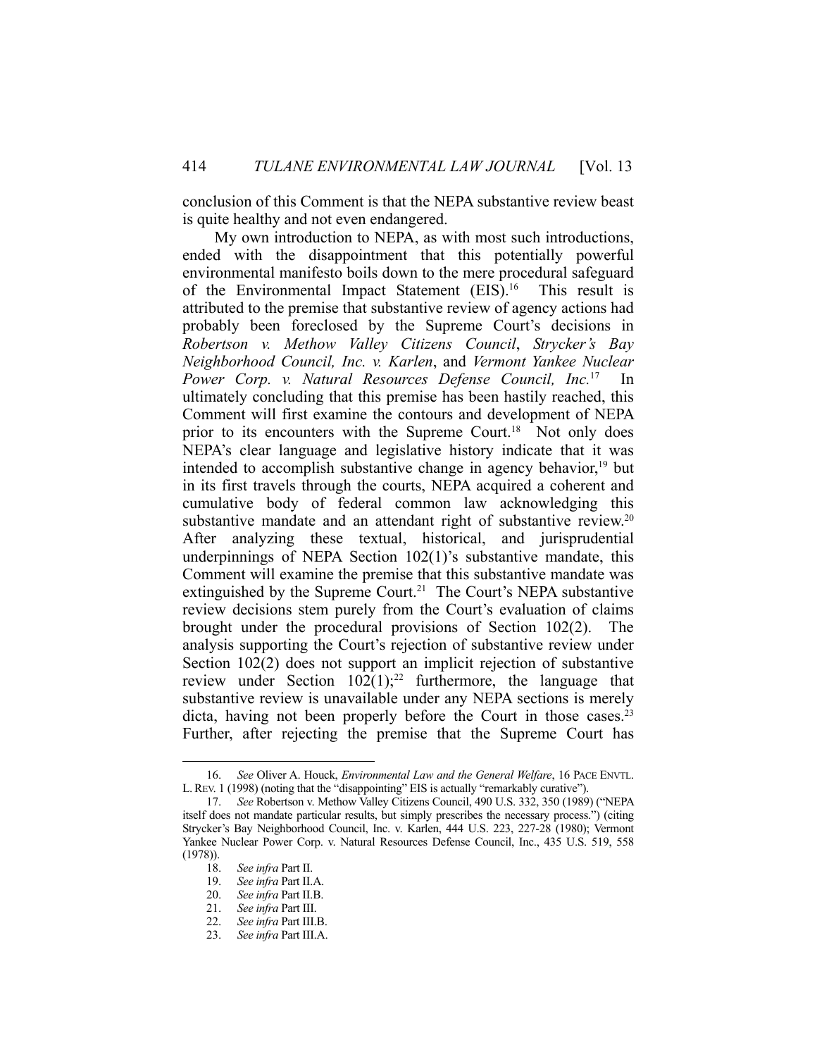conclusion of this Comment is that the NEPA substantive review beast is quite healthy and not even endangered.

My own introduction to NEPA, as with most such introductions, ended with the disappointment that this potentially powerful environmental manifesto boils down to the mere procedural safeguard of the Environmental Impact Statement (EIS).[16] This result is attributed to the premise that substantive review of agency actions had probably been foreclosed by the Supreme Court's decisions in *Robertson v. Methow Valley Citizens Council*, *Strycker's Bay Neighborhood Council, Inc. v. Karlen*, and *Vermont Yankee Nuclear Power Corp. v. Natural Resources Defense Council, Inc.*[17] In ultimately concluding that this premise has been hastily reached, this Comment will first examine the contours and development of NEPA prior to its encounters with the Supreme Court.[18] Not only does NEPA's clear language and legislative history indicate that it was intended to accomplish substantive change in agency behavior,[19] but in its first travels through the courts, NEPA acquired a coherent and cumulative body of federal common law acknowledging this substantive mandate and an attendant right of substantive review.[20] After analyzing these textual, historical, and jurisprudential underpinnings of NEPA Section 102(1)'s substantive mandate, this Comment will examine the premise that this substantive mandate was extinguished by the Supreme Court.[21] The Court's NEPA substantive review decisions stem purely from the Court's evaluation of claims brought under the procedural provisions of Section 102(2). The analysis supporting the Court's rejection of substantive review under Section 102(2) does not support an implicit rejection of substantive review under Section 102(1);[22] furthermore, the language that substantive review is unavailable under any NEPA sections is merely dicta, having not been properly before the Court in those cases.[23] Further, after rejecting the premise that the Supreme Court has

---

16. *See* Oliver A. Houck, *Environmental Law and the General Welfare*, 16 PACE ENVTL. L. REV. 1 (1998) (noting that the "disappointing" EIS is actually "remarkably curative").

17. *See* Robertson v. Methow Valley Citizens Council, 490 U.S. 332, 350 (1989) ("NEPA itself does not mandate particular results, but simply prescribes the necessary process.") (citing Strycker's Bay Neighborhood Council, Inc. v. Karlen, 444 U.S. 223, 227-28 (1980); Vermont Yankee Nuclear Power Corp. v. Natural Resources Defense Council, Inc., 435 U.S. 519, 558 (1978)).

18. *See infra* Part II.

19. *See infra* Part II.A.

20. *See infra* Part II.B.

21. *See infra* Part III.

22. *See infra* Part III.B.

23. *See infra* Part III.A.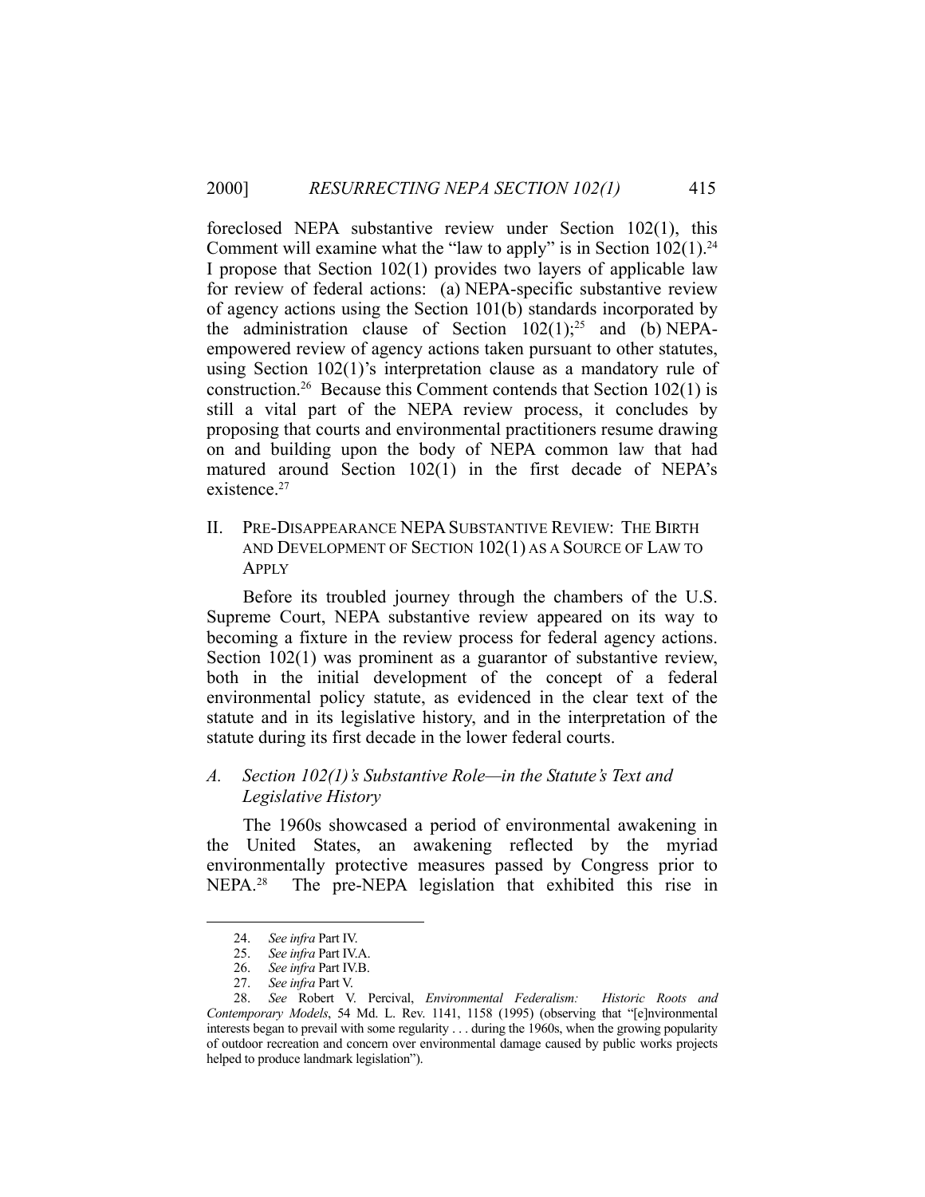foreclosed NEPA substantive review under Section 102(1), this Comment will examine what the "law to apply" is in Section 102(1).[24] I propose that Section 102(1) provides two layers of applicable law for review of federal actions: (a) NEPA-specific substantive review of agency actions using the Section 101(b) standards incorporated by the administration clause of Section 102(1);[25] and (b) NEPA-empowered review of agency actions taken pursuant to other statutes, using Section 102(1)'s interpretation clause as a mandatory rule of construction.[26] Because this Comment contends that Section 102(1) is still a vital part of the NEPA review process, it concludes by proposing that courts and environmental practitioners resume drawing on and building upon the body of NEPA common law that had matured around Section 102(1) in the first decade of NEPA's existence.[27]

## II. PRE-DISAPPEARANCE NEPA SUBSTANTIVE REVIEW: THE BIRTH AND DEVELOPMENT OF SECTION 102(1) AS A SOURCE OF LAW TO APPLY

Before its troubled journey through the chambers of the U.S. Supreme Court, NEPA substantive review appeared on its way to becoming a fixture in the review process for federal agency actions. Section 102(1) was prominent as a guarantor of substantive review, both in the initial development of the concept of a federal environmental policy statute, as evidenced in the clear text of the statute and in its legislative history, and in the interpretation of the statute during its first decade in the lower federal courts.

### *A. Section 102(1)'s Substantive Role—in the Statute's Text and Legislative History*

The 1960s showcased a period of environmental awakening in the United States, an awakening reflected by the myriad environmentally protective measures passed by Congress prior to NEPA.[28] The pre-NEPA legislation that exhibited this rise in

---

24. *See infra* Part IV.

25. *See infra* Part IV.A.

26. *See infra* Part IV.B.

27. *See infra* Part V.

28. *See* Robert V. Percival, *Environmental Federalism: Historic Roots and Contemporary Models*, 54 Md. L. Rev. 1141, 1158 (1995) (observing that "[e]nvironmental interests began to prevail with some regularity . . . during the 1960s, when the growing popularity of outdoor recreation and concern over environmental damage caused by public works projects helped to produce landmark legislation").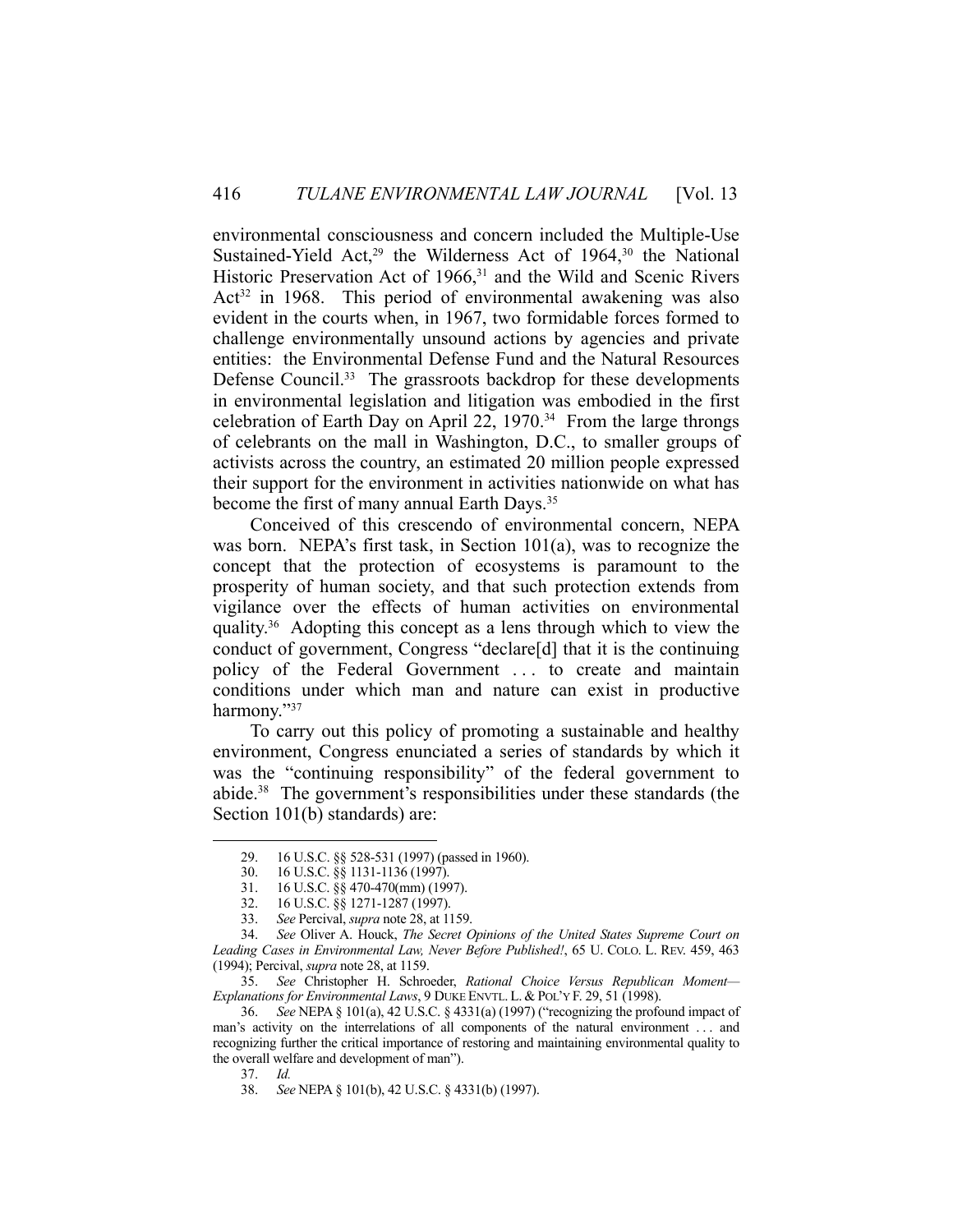environmental consciousness and concern included the Multiple-Use Sustained-Yield Act,[29] the Wilderness Act of 1964,[30] the National Historic Preservation Act of 1966,[31] and the Wild and Scenic Rivers Act[32] in 1968. This period of environmental awakening was also evident in the courts when, in 1967, two formidable forces formed to challenge environmentally unsound actions by agencies and private entities: the Environmental Defense Fund and the Natural Resources Defense Council.[33] The grassroots backdrop for these developments in environmental legislation and litigation was embodied in the first celebration of Earth Day on April 22, 1970.[34] From the large throngs of celebrants on the mall in Washington, D.C., to smaller groups of activists across the country, an estimated 20 million people expressed their support for the environment in activities nationwide on what has become the first of many annual Earth Days.[35]

Conceived of this crescendo of environmental concern, NEPA was born. NEPA's first task, in Section 101(a), was to recognize the concept that the protection of ecosystems is paramount to the prosperity of human society, and that such protection extends from vigilance over the effects of human activities on environmental quality.[36] Adopting this concept as a lens through which to view the conduct of government, Congress "declare[d] that it is the continuing policy of the Federal Government . . . to create and maintain conditions under which man and nature can exist in productive harmony."[37]

To carry out this policy of promoting a sustainable and healthy environment, Congress enunciated a series of standards by which it was the "continuing responsibility" of the federal government to abide.[38] The government's responsibilities under these standards (the Section 101(b) standards) are:

---

29. 16 U.S.C. §§ 528-531 (1997) (passed in 1960).

30. 16 U.S.C. §§ 1131-1136 (1997).

31. 16 U.S.C. §§ 470-470(mm) (1997).

32. 16 U.S.C. §§ 1271-1287 (1997).

33. *See* Percival, *supra* note 28, at 1159.

34. *See* Oliver A. Houck, *The Secret Opinions of the United States Supreme Court on Leading Cases in Environmental Law, Never Before Published!*, 65 U. COLO. L. REV. 459, 463 (1994); Percival, *supra* note 28, at 1159.

35. *See* Christopher H. Schroeder, *Rational Choice Versus Republican Moment—Explanations for Environmental Laws*, 9 DUKE ENVTL. L. & POL'Y F. 29, 51 (1998).

36. *See* NEPA § 101(a), 42 U.S.C. § 4331(a) (1997) ("recognizing the profound impact of man's activity on the interrelations of all components of the natural environment . . . and recognizing further the critical importance of restoring and maintaining environmental quality to the overall welfare and development of man").

37. *Id.*

38. *See* NEPA § 101(b), 42 U.S.C. § 4331(b) (1997).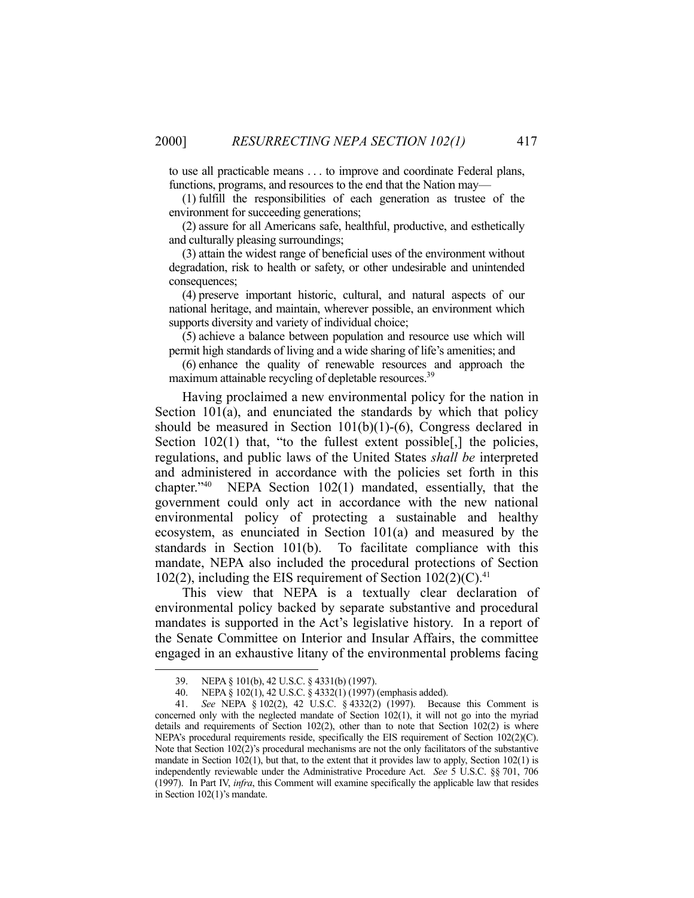to use all practicable means . . . to improve and coordinate Federal plans, functions, programs, and resources to the end that the Nation may—

(1) fulfill the responsibilities of each generation as trustee of the environment for succeeding generations;

(2) assure for all Americans safe, healthful, productive, and esthetically and culturally pleasing surroundings;

(3) attain the widest range of beneficial uses of the environment without degradation, risk to health or safety, or other undesirable and unintended consequences;

(4) preserve important historic, cultural, and natural aspects of our national heritage, and maintain, wherever possible, an environment which supports diversity and variety of individual choice;

(5) achieve a balance between population and resource use which will permit high standards of living and a wide sharing of life's amenities; and

(6) enhance the quality of renewable resources and approach the maximum attainable recycling of depletable resources.[39]

Having proclaimed a new environmental policy for the nation in Section 101(a), and enunciated the standards by which that policy should be measured in Section 101(b)(1)-(6), Congress declared in Section 102(1) that, "to the fullest extent possible[,] the policies, regulations, and public laws of the United States *shall be* interpreted and administered in accordance with the policies set forth in this chapter."[40] NEPA Section 102(1) mandated, essentially, that the government could only act in accordance with the new national environmental policy of protecting a sustainable and healthy ecosystem, as enunciated in Section 101(a) and measured by the standards in Section 101(b). To facilitate compliance with this mandate, NEPA also included the procedural protections of Section 102(2), including the EIS requirement of Section 102(2)(C).[41]

This view that NEPA is a textually clear declaration of environmental policy backed by separate substantive and procedural mandates is supported in the Act's legislative history. In a report of the Senate Committee on Interior and Insular Affairs, the committee engaged in an exhaustive litany of the environmental problems facing

---

39. NEPA § 101(b), 42 U.S.C. § 4331(b) (1997).

40. NEPA § 102(1), 42 U.S.C. § 4332(1) (1997) (emphasis added).

41. *See* NEPA § 102(2), 42 U.S.C. § 4332(2) (1997). Because this Comment is concerned only with the neglected mandate of Section 102(1), it will not go into the myriad details and requirements of Section 102(2), other than to note that Section 102(2) is where NEPA's procedural requirements reside, specifically the EIS requirement of Section 102(2)(C). Note that Section 102(2)'s procedural mechanisms are not the only facilitators of the substantive mandate in Section 102(1), but that, to the extent that it provides law to apply, Section 102(1) is independently reviewable under the Administrative Procedure Act. *See* 5 U.S.C. §§ 701, 706 (1997). In Part IV, *infra*, this Comment will examine specifically the applicable law that resides in Section 102(1)'s mandate.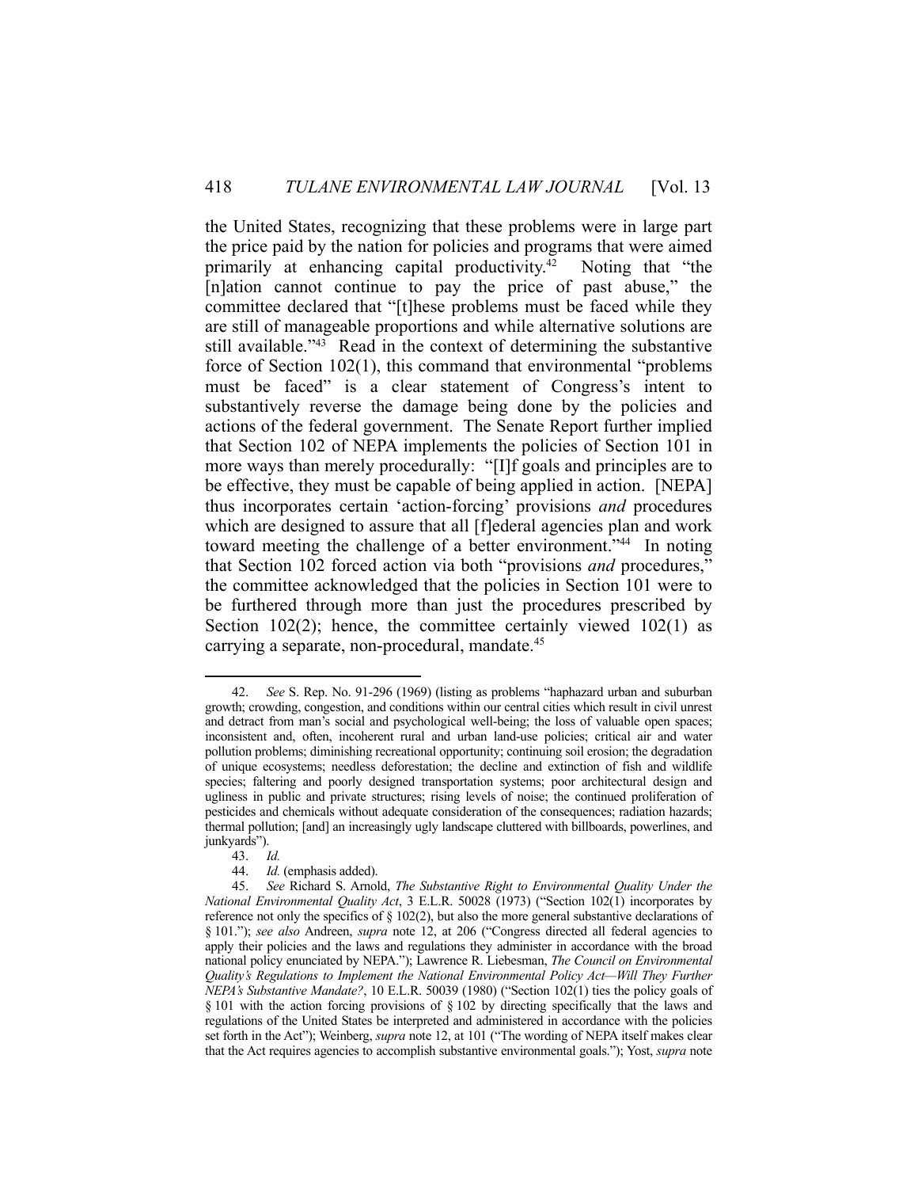the United States, recognizing that these problems were in large part the price paid by the nation for policies and programs that were aimed primarily at enhancing capital productivity.[42] Noting that "the [n]ation cannot continue to pay the price of past abuse," the committee declared that "[t]hese problems must be faced while they are still of manageable proportions and while alternative solutions are still available."[43] Read in the context of determining the substantive force of Section 102(1), this command that environmental "problems must be faced" is a clear statement of Congress's intent to substantively reverse the damage being done by the policies and actions of the federal government. The Senate Report further implied that Section 102 of NEPA implements the policies of Section 101 in more ways than merely procedurally: "[I]f goals and principles are to be effective, they must be capable of being applied in action. [NEPA] thus incorporates certain 'action-forcing' provisions *and* procedures which are designed to assure that all [f]ederal agencies plan and work toward meeting the challenge of a better environment."[44] In noting that Section 102 forced action via both "provisions *and* procedures," the committee acknowledged that the policies in Section 101 were to be furthered through more than just the procedures prescribed by Section 102(2); hence, the committee certainly viewed 102(1) as carrying a separate, non-procedural, mandate.[45]

---

42. *See* S. Rep. No. 91-296 (1969) (listing as problems "haphazard urban and suburban growth; crowding, congestion, and conditions within our central cities which result in civil unrest and detract from man's social and psychological well-being; the loss of valuable open spaces; inconsistent and, often, incoherent rural and urban land-use policies; critical air and water pollution problems; diminishing recreational opportunity; continuing soil erosion; the degradation of unique ecosystems; needless deforestation; the decline and extinction of fish and wildlife species; faltering and poorly designed transportation systems; poor architectural design and ugliness in public and private structures; rising levels of noise; the continued proliferation of pesticides and chemicals without adequate consideration of the consequences; radiation hazards; thermal pollution; [and] an increasingly ugly landscape cluttered with billboards, powerlines, and junkyards").

43. *Id.*

44. *Id.* (emphasis added).

45. *See* Richard S. Arnold, *The Substantive Right to Environmental Quality Under the National Environmental Quality Act*, 3 E.L.R. 50028 (1973) ("Section 102(1) incorporates by reference not only the specifics of § 102(2), but also the more general substantive declarations of § 101."); *see also* Andreen, *supra* note 12, at 206 ("Congress directed all federal agencies to apply their policies and the laws and regulations they administer in accordance with the broad national policy enunciated by NEPA."); Lawrence R. Liebesman, *The Council on Environmental Quality's Regulations to Implement the National Environmental Policy Act—Will They Further NEPA's Substantive Mandate?*, 10 E.L.R. 50039 (1980) ("Section 102(1) ties the policy goals of § 101 with the action forcing provisions of § 102 by directing specifically that the laws and regulations of the United States be interpreted and administered in accordance with the policies set forth in the Act"); Weinberg, *supra* note 12, at 101 ("The wording of NEPA itself makes clear that the Act requires agencies to accomplish substantive environmental goals."); Yost, *supra* note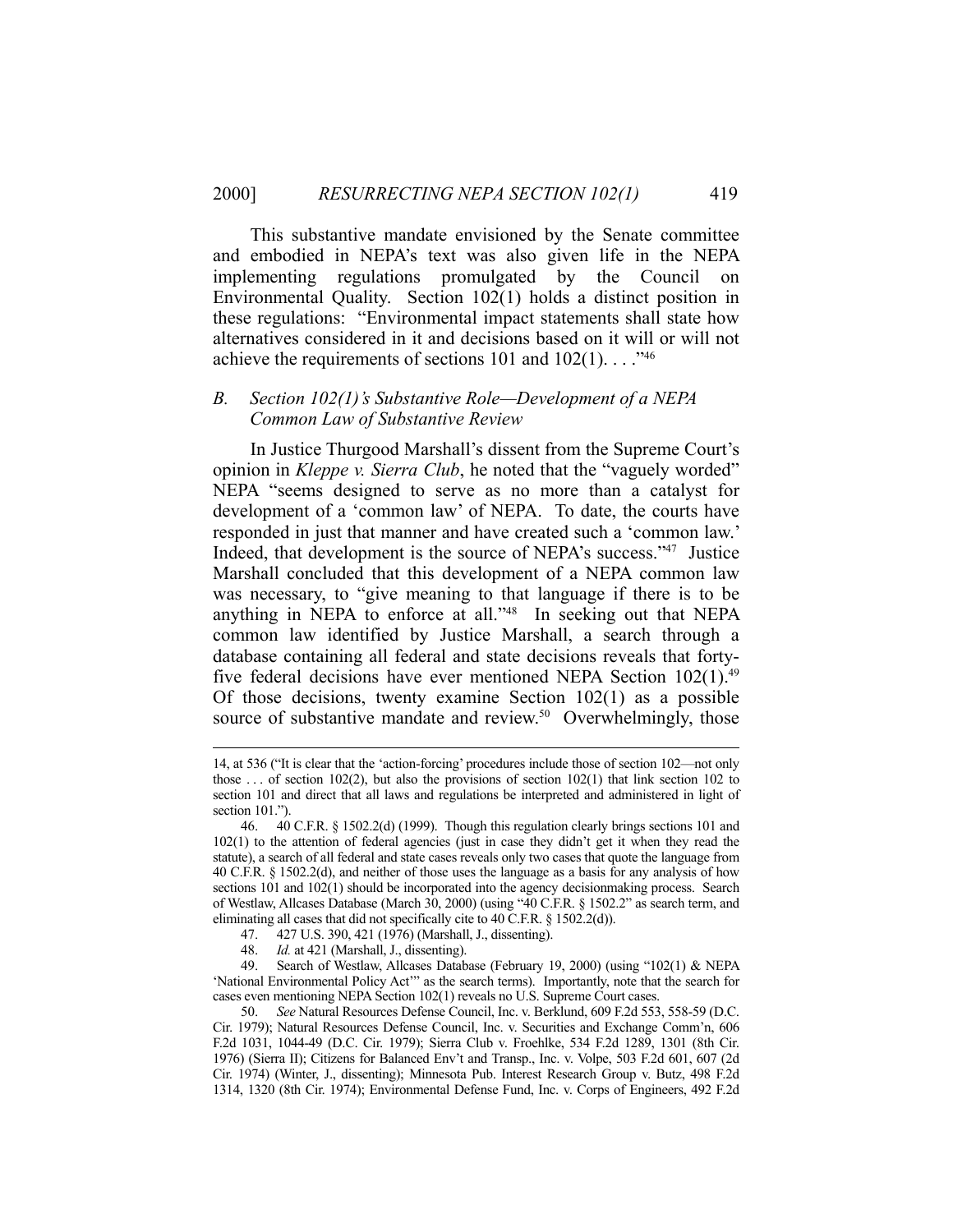This substantive mandate envisioned by the Senate committee and embodied in NEPA's text was also given life in the NEPA implementing regulations promulgated by the Council on Environmental Quality. Section 102(1) holds a distinct position in these regulations: "Environmental impact statements shall state how alternatives considered in it and decisions based on it will or will not achieve the requirements of sections 101 and 102(1). . . ."[46]

### *B. Section 102(1)'s Substantive Role—Development of a NEPA Common Law of Substantive Review*

In Justice Thurgood Marshall's dissent from the Supreme Court's opinion in *Kleppe v. Sierra Club*, he noted that the "vaguely worded" NEPA "seems designed to serve as no more than a catalyst for development of a 'common law' of NEPA. To date, the courts have responded in just that manner and have created such a 'common law.' Indeed, that development is the source of NEPA's success."[47] Justice Marshall concluded that this development of a NEPA common law was necessary, to "give meaning to that language if there is to be anything in NEPA to enforce at all."[48] In seeking out that NEPA common law identified by Justice Marshall, a search through a database containing all federal and state decisions reveals that forty-five federal decisions have ever mentioned NEPA Section 102(1).[49] Of those decisions, twenty examine Section 102(1) as a possible source of substantive mandate and review.[50] Overwhelmingly, those

---

14, at 536 ("It is clear that the 'action-forcing' procedures include those of section 102—not only those . . . of section 102(2), but also the provisions of section 102(1) that link section 102 to section 101 and direct that all laws and regulations be interpreted and administered in light of section 101.").

46. 40 C.F.R. § 1502.2(d) (1999). Though this regulation clearly brings sections 101 and 102(1) to the attention of federal agencies (just in case they didn't get it when they read the statute), a search of all federal and state cases reveals only two cases that quote the language from 40 C.F.R. § 1502.2(d), and neither of those uses the language as a basis for any analysis of how sections 101 and 102(1) should be incorporated into the agency decisionmaking process. Search of Westlaw, Allcases Database (March 30, 2000) (using "40 C.F.R. § 1502.2" as search term, and eliminating all cases that did not specifically cite to 40 C.F.R. § 1502.2(d)).

47. 427 U.S. 390, 421 (1976) (Marshall, J., dissenting).

48. *Id.* at 421 (Marshall, J., dissenting).

49. Search of Westlaw, Allcases Database (February 19, 2000) (using "102(1) & NEPA 'National Environmental Policy Act'" as the search terms). Importantly, note that the search for cases even mentioning NEPA Section 102(1) reveals no U.S. Supreme Court cases.

50. *See* Natural Resources Defense Council, Inc. v. Berklund, 609 F.2d 553, 558-59 (D.C. Cir. 1979); Natural Resources Defense Council, Inc. v. Securities and Exchange Comm'n, 606 F.2d 1031, 1044-49 (D.C. Cir. 1979); Sierra Club v. Froehlke, 534 F.2d 1289, 1301 (8th Cir. 1976) (Sierra II); Citizens for Balanced Env't and Transp., Inc. v. Volpe, 503 F.2d 601, 607 (2d Cir. 1974) (Winter, J., dissenting); Minnesota Pub. Interest Research Group v. Butz, 498 F.2d 1314, 1320 (8th Cir. 1974); Environmental Defense Fund, Inc. v. Corps of Engineers, 492 F.2d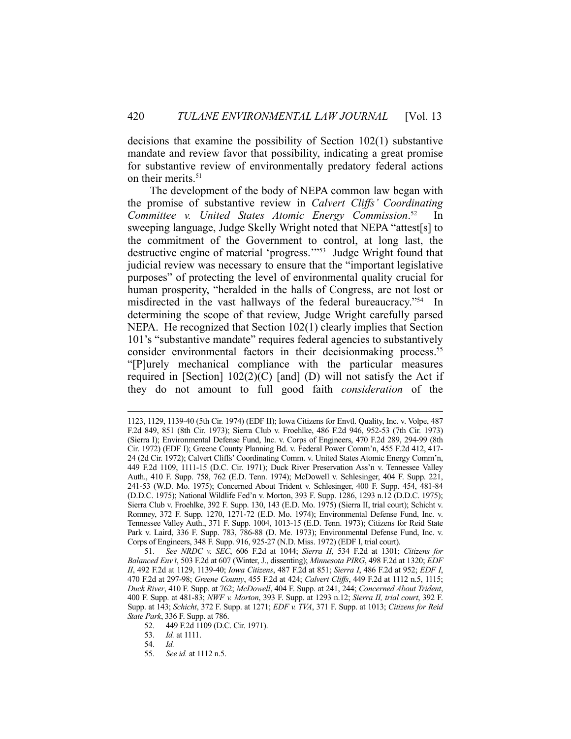decisions that examine the possibility of Section 102(1) substantive mandate and review favor that possibility, indicating a great promise for substantive review of environmentally predatory federal actions on their merits.[51]

The development of the body of NEPA common law began with the promise of substantive review in *Calvert Cliffs' Coordinating Committee v. United States Atomic Energy Commission*.[52] In sweeping language, Judge Skelly Wright noted that NEPA "attest[s] to the commitment of the Government to control, at long last, the destructive engine of material 'progress.'"[53] Judge Wright found that judicial review was necessary to ensure that the "important legislative purposes" of protecting the level of environmental quality crucial for human prosperity, "heralded in the halls of Congress, are not lost or misdirected in the vast hallways of the federal bureaucracy."[54] In determining the scope of that review, Judge Wright carefully parsed NEPA. He recognized that Section 102(1) clearly implies that Section 101's "substantive mandate" requires federal agencies to substantively consider environmental factors in their decisionmaking process.[55] "[P]urely mechanical compliance with the particular measures required in [Section] 102(2)(C) [and] (D) will not satisfy the Act if they do not amount to full good faith *consideration* of the

---

1123, 1129, 1139-40 (5th Cir. 1974) (EDF II); Iowa Citizens for Envtl. Quality, Inc. v. Volpe, 487 F.2d 849, 851 (8th Cir. 1973); Sierra Club v. Froehlke, 486 F.2d 946, 952-53 (7th Cir. 1973) (Sierra I); Environmental Defense Fund, Inc. v. Corps of Engineers, 470 F.2d 289, 294-99 (8th Cir. 1972) (EDF I); Greene County Planning Bd. v. Federal Power Comm'n, 455 F.2d 412, 417-24 (2d Cir. 1972); Calvert Cliffs' Coordinating Comm. v. United States Atomic Energy Comm'n, 449 F.2d 1109, 1111-15 (D.C. Cir. 1971); Duck River Preservation Ass'n v. Tennessee Valley Auth., 410 F. Supp. 758, 762 (E.D. Tenn. 1974); McDowell v. Schlesinger, 404 F. Supp. 221, 241-53 (W.D. Mo. 1975); Concerned About Trident v. Schlesinger, 400 F. Supp. 454, 481-84 (D.D.C. 1975); National Wildlife Fed'n v. Morton, 393 F. Supp. 1286, 1293 n.12 (D.D.C. 1975); Sierra Club v. Froehlke, 392 F. Supp. 130, 143 (E.D. Mo. 1975) (Sierra II, trial court); Schicht v. Romney, 372 F. Supp. 1270, 1271-72 (E.D. Mo. 1974); Environmental Defense Fund, Inc. v. Tennessee Valley Auth., 371 F. Supp. 1004, 1013-15 (E.D. Tenn. 1973); Citizens for Reid State Park v. Laird, 336 F. Supp. 783, 786-88 (D. Me. 1973); Environmental Defense Fund, Inc. v. Corps of Engineers, 348 F. Supp. 916, 925-27 (N.D. Miss. 1972) (EDF I, trial court).

51. *See NRDC v. SEC*, 606 F.2d at 1044; *Sierra II*, 534 F.2d at 1301; *Citizens for Balanced Env't*, 503 F.2d at 607 (Winter, J., dissenting); *Minnesota PIRG*, 498 F.2d at 1320; *EDF II*, 492 F.2d at 1129, 1139-40; *Iowa Citizens*, 487 F.2d at 851; *Sierra I*, 486 F.2d at 952; *EDF I*, 470 F.2d at 297-98; *Greene County*, 455 F.2d at 424; *Calvert Cliffs*, 449 F.2d at 1112 n.5, 1115; *Duck River*, 410 F. Supp. at 762; *McDowell*, 404 F. Supp. at 241, 244; *Concerned About Trident*, 400 F. Supp. at 481-83; *NWF v. Morton*, 393 F. Supp. at 1293 n.12; *Sierra II, trial court*, 392 F. Supp. at 143; *Schicht*, 372 F. Supp. at 1271; *EDF v. TVA*, 371 F. Supp. at 1013; *Citizens for Reid State Park*, 336 F. Supp. at 786.

52. 449 F.2d 1109 (D.C. Cir. 1971).

53. *Id.* at 1111.

54. *Id.*

55. *See id.* at 1112 n.5.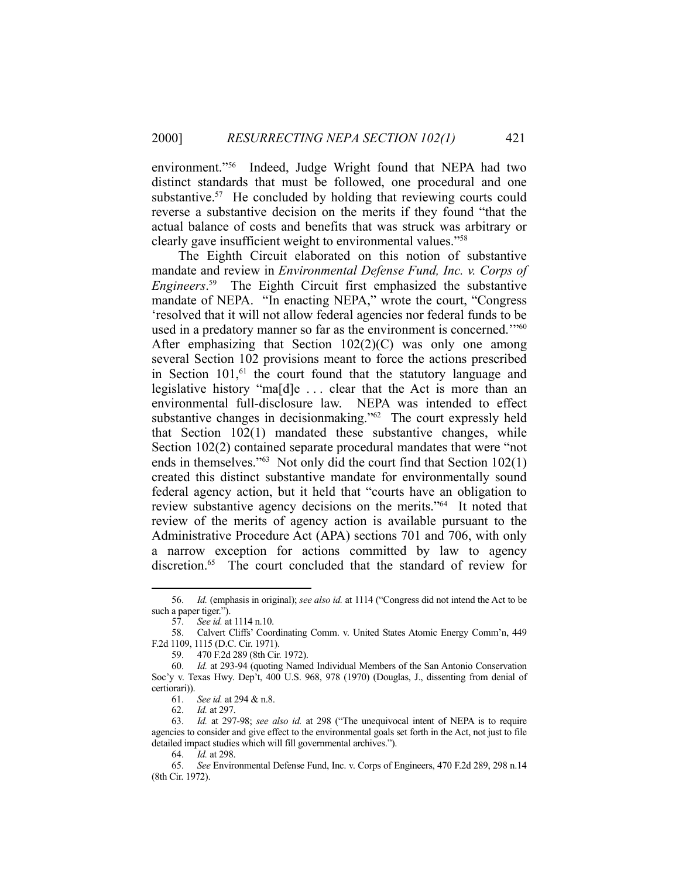environment."[56] Indeed, Judge Wright found that NEPA had two distinct standards that must be followed, one procedural and one substantive.[57] He concluded by holding that reviewing courts could reverse a substantive decision on the merits if they found "that the actual balance of costs and benefits that was struck was arbitrary or clearly gave insufficient weight to environmental values."[58]

The Eighth Circuit elaborated on this notion of substantive mandate and review in *Environmental Defense Fund, Inc. v. Corps of Engineers*.[59] The Eighth Circuit first emphasized the substantive mandate of NEPA. "In enacting NEPA," wrote the court, "Congress 'resolved that it will not allow federal agencies nor federal funds to be used in a predatory manner so far as the environment is concerned.'"[60] After emphasizing that Section 102(2)(C) was only one among several Section 102 provisions meant to force the actions prescribed in Section 101,[61] the court found that the statutory language and legislative history "ma[d]e . . . clear that the Act is more than an environmental full-disclosure law. NEPA was intended to effect substantive changes in decisionmaking."[62] The court expressly held that Section 102(1) mandated these substantive changes, while Section 102(2) contained separate procedural mandates that were "not ends in themselves."[63] Not only did the court find that Section 102(1) created this distinct substantive mandate for environmentally sound federal agency action, but it held that "courts have an obligation to review substantive agency decisions on the merits."[64] It noted that review of the merits of agency action is available pursuant to the Administrative Procedure Act (APA) sections 701 and 706, with only a narrow exception for actions committed by law to agency discretion.[65] The court concluded that the standard of review for

---

56. *Id.* (emphasis in original); *see also id.* at 1114 ("Congress did not intend the Act to be such a paper tiger.").

57. *See id.* at 1114 n.10.

58. Calvert Cliffs' Coordinating Comm. v. United States Atomic Energy Comm'n, 449 F.2d 1109, 1115 (D.C. Cir. 1971).

59. 470 F.2d 289 (8th Cir. 1972).

60. *Id.* at 293-94 (quoting Named Individual Members of the San Antonio Conservation Soc'y v. Texas Hwy. Dep't, 400 U.S. 968, 978 (1970) (Douglas, J., dissenting from denial of certiorari)).

61. *See id.* at 294 & n.8.

62. *Id.* at 297.

63. *Id.* at 297-98; *see also id.* at 298 ("The unequivocal intent of NEPA is to require agencies to consider and give effect to the environmental goals set forth in the Act, not just to file detailed impact studies which will fill governmental archives.").

64. *Id.* at 298.

65. *See* Environmental Defense Fund, Inc. v. Corps of Engineers, 470 F.2d 289, 298 n.14 (8th Cir. 1972).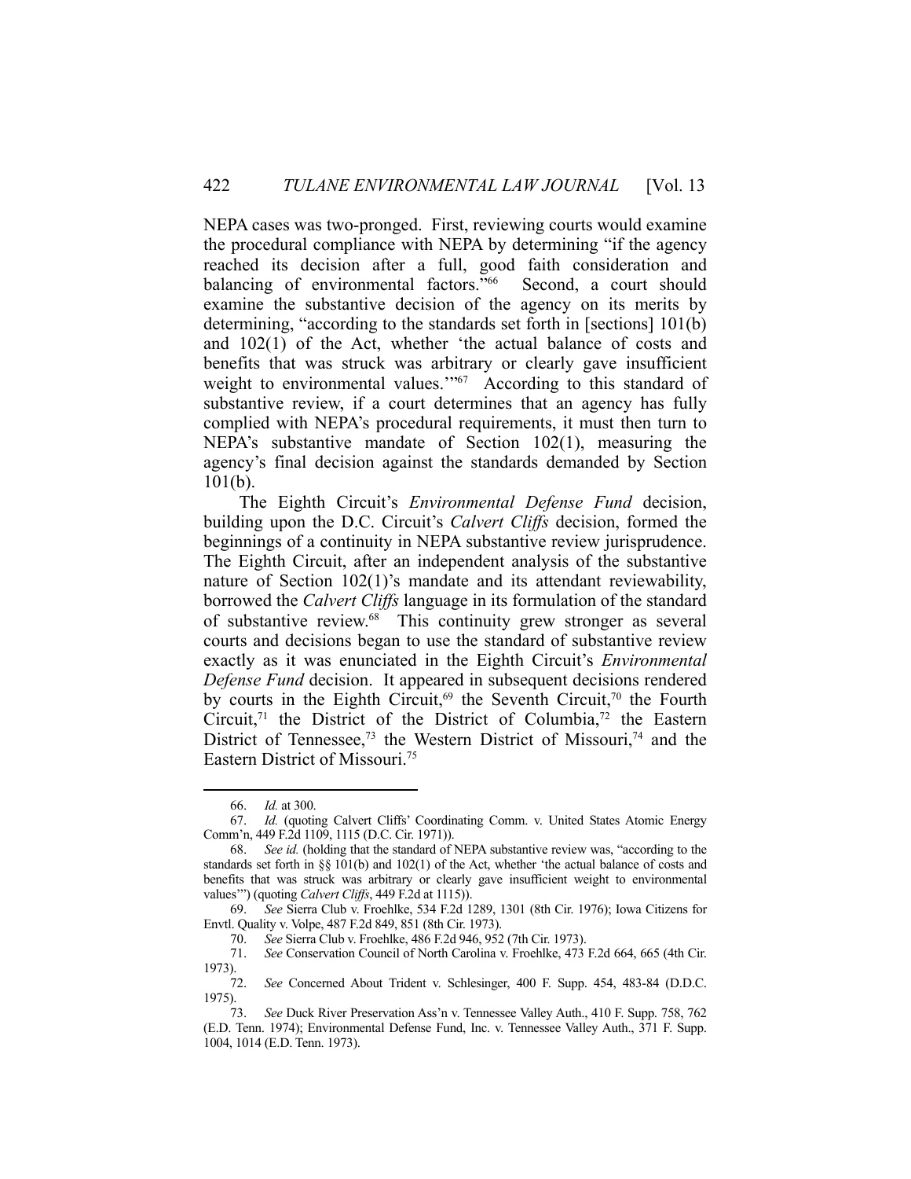NEPA cases was two-pronged. First, reviewing courts would examine the procedural compliance with NEPA by determining "if the agency reached its decision after a full, good faith consideration and balancing of environmental factors."[66] Second, a court should examine the substantive decision of the agency on its merits by determining, "according to the standards set forth in [sections] 101(b) and 102(1) of the Act, whether 'the actual balance of costs and benefits that was struck was arbitrary or clearly gave insufficient weight to environmental values.'"[67] According to this standard of substantive review, if a court determines that an agency has fully complied with NEPA's procedural requirements, it must then turn to NEPA's substantive mandate of Section 102(1), measuring the agency's final decision against the standards demanded by Section 101(b).

The Eighth Circuit's *Environmental Defense Fund* decision, building upon the D.C. Circuit's *Calvert Cliffs* decision, formed the beginnings of a continuity in NEPA substantive review jurisprudence. The Eighth Circuit, after an independent analysis of the substantive nature of Section 102(1)'s mandate and its attendant reviewability, borrowed the *Calvert Cliffs* language in its formulation of the standard of substantive review.[68] This continuity grew stronger as several courts and decisions began to use the standard of substantive review exactly as it was enunciated in the Eighth Circuit's *Environmental Defense Fund* decision. It appeared in subsequent decisions rendered by courts in the Eighth Circuit,[69] the Seventh Circuit,[70] the Fourth Circuit,[71] the District of the District of Columbia,[72] the Eastern District of Tennessee,[73] the Western District of Missouri,[74] and the Eastern District of Missouri.[75]

---

66. *Id.* at 300.

67. *Id.* (quoting Calvert Cliffs' Coordinating Comm. v. United States Atomic Energy Comm'n, 449 F.2d 1109, 1115 (D.C. Cir. 1971)).

68. *See id.* (holding that the standard of NEPA substantive review was, "according to the standards set forth in §§ 101(b) and 102(1) of the Act, whether 'the actual balance of costs and benefits that was struck was arbitrary or clearly gave insufficient weight to environmental values'") (quoting *Calvert Cliffs*, 449 F.2d at 1115)).

69. *See* Sierra Club v. Froehlke, 534 F.2d 1289, 1301 (8th Cir. 1976); Iowa Citizens for Envtl. Quality v. Volpe, 487 F.2d 849, 851 (8th Cir. 1973).

70. *See* Sierra Club v. Froehlke, 486 F.2d 946, 952 (7th Cir. 1973).

71. *See* Conservation Council of North Carolina v. Froehlke, 473 F.2d 664, 665 (4th Cir. 1973).

72. *See* Concerned About Trident v. Schlesinger, 400 F. Supp. 454, 483-84 (D.D.C. 1975).

73. *See* Duck River Preservation Ass'n v. Tennessee Valley Auth., 410 F. Supp. 758, 762 (E.D. Tenn. 1974); Environmental Defense Fund, Inc. v. Tennessee Valley Auth., 371 F. Supp. 1004, 1014 (E.D. Tenn. 1973).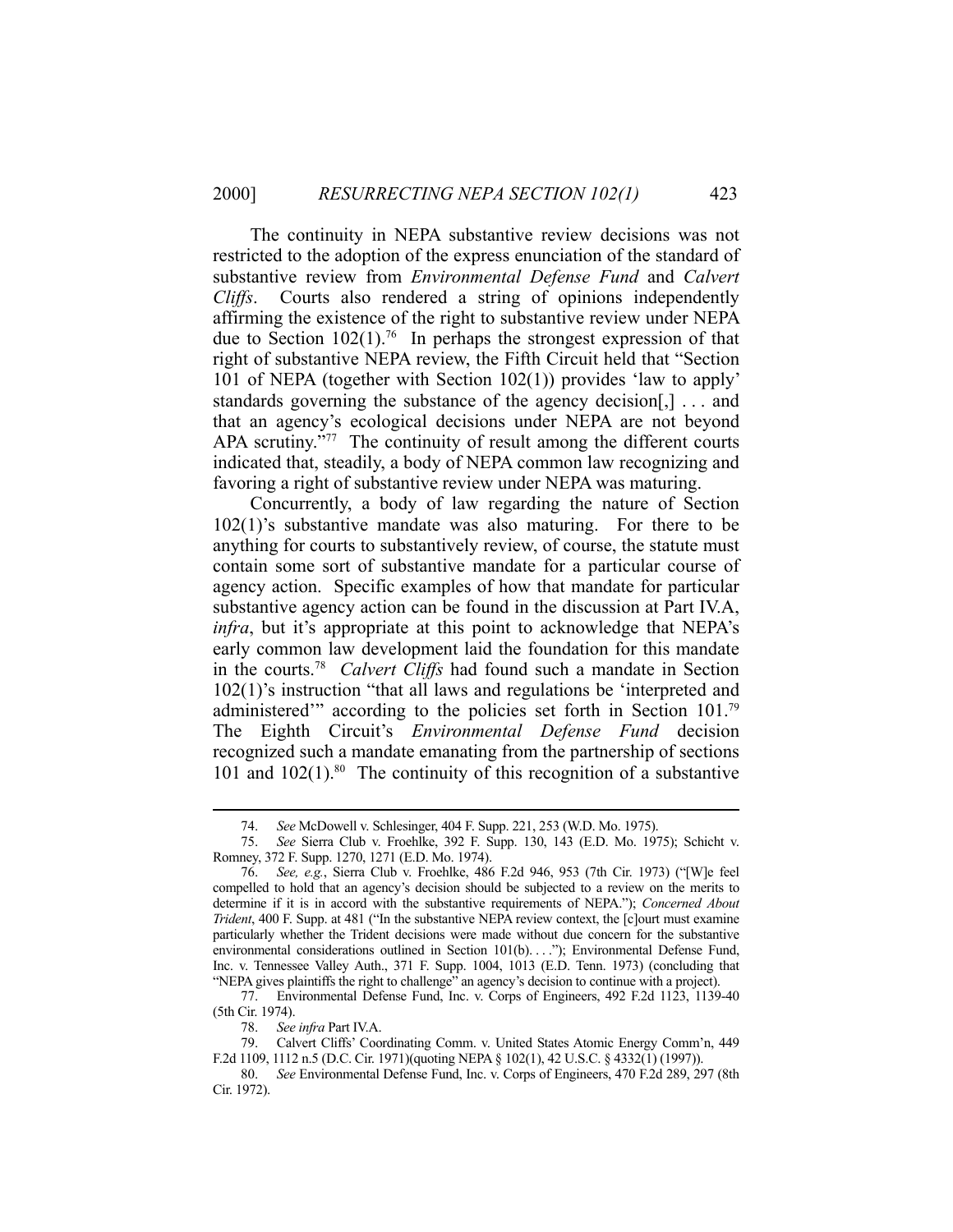The continuity in NEPA substantive review decisions was not restricted to the adoption of the express enunciation of the standard of substantive review from *Environmental Defense Fund* and *Calvert Cliffs*. Courts also rendered a string of opinions independently affirming the existence of the right to substantive review under NEPA due to Section 102(1).[76] In perhaps the strongest expression of that right of substantive NEPA review, the Fifth Circuit held that "Section 101 of NEPA (together with Section 102(1)) provides 'law to apply' standards governing the substance of the agency decision[,] . . . and that an agency's ecological decisions under NEPA are not beyond APA scrutiny."[77] The continuity of result among the different courts indicated that, steadily, a body of NEPA common law recognizing and favoring a right of substantive review under NEPA was maturing.

Concurrently, a body of law regarding the nature of Section 102(1)'s substantive mandate was also maturing. For there to be anything for courts to substantively review, of course, the statute must contain some sort of substantive mandate for a particular course of agency action. Specific examples of how that mandate for particular substantive agency action can be found in the discussion at Part IV.A, *infra*, but it's appropriate at this point to acknowledge that NEPA's early common law development laid the foundation for this mandate in the courts.[78] *Calvert Cliffs* had found such a mandate in Section 102(1)'s instruction "that all laws and regulations be 'interpreted and administered'" according to the policies set forth in Section 101.[79] The Eighth Circuit's *Environmental Defense Fund* decision recognized such a mandate emanating from the partnership of sections 101 and 102(1).[80] The continuity of this recognition of a substantive

---

74. *See* McDowell v. Schlesinger, 404 F. Supp. 221, 253 (W.D. Mo. 1975).

75. *See* Sierra Club v. Froehlke, 392 F. Supp. 130, 143 (E.D. Mo. 1975); Schicht v. Romney, 372 F. Supp. 1270, 1271 (E.D. Mo. 1974).

76. *See, e.g.*, Sierra Club v. Froehlke, 486 F.2d 946, 953 (7th Cir. 1973) ("[W]e feel compelled to hold that an agency's decision should be subjected to a review on the merits to determine if it is in accord with the substantive requirements of NEPA."); *Concerned About Trident*, 400 F. Supp. at 481 ("In the substantive NEPA review context, the [c]ourt must examine particularly whether the Trident decisions were made without due concern for the substantive environmental considerations outlined in Section 101(b). . . ."); Environmental Defense Fund, Inc. v. Tennessee Valley Auth., 371 F. Supp. 1004, 1013 (E.D. Tenn. 1973) (concluding that "NEPA gives plaintiffs the right to challenge" an agency's decision to continue with a project).

77. Environmental Defense Fund, Inc. v. Corps of Engineers, 492 F.2d 1123, 1139-40 (5th Cir. 1974).

78. *See infra* Part IV.A.

79. Calvert Cliffs' Coordinating Comm. v. United States Atomic Energy Comm'n, 449 F.2d 1109, 1112 n.5 (D.C. Cir. 1971)(quoting NEPA § 102(1), 42 U.S.C. § 4332(1) (1997)).

80. *See* Environmental Defense Fund, Inc. v. Corps of Engineers, 470 F.2d 289, 297 (8th Cir. 1972).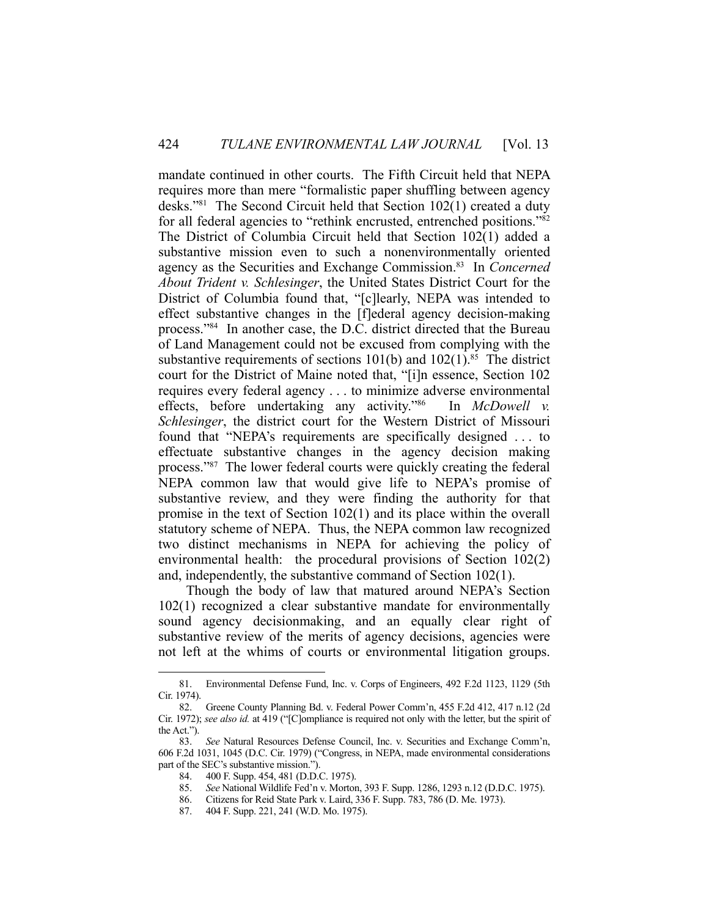mandate continued in other courts. The Fifth Circuit held that NEPA requires more than mere "formalistic paper shuffling between agency desks."[81] The Second Circuit held that Section 102(1) created a duty for all federal agencies to "rethink encrusted, entrenched positions."[82] The District of Columbia Circuit held that Section 102(1) added a substantive mission even to such a nonenvironmentally oriented agency as the Securities and Exchange Commission.[83] In *Concerned About Trident v. Schlesinger*, the United States District Court for the District of Columbia found that, "[c]learly, NEPA was intended to effect substantive changes in the [f]ederal agency decision-making process."[84] In another case, the D.C. district directed that the Bureau of Land Management could not be excused from complying with the substantive requirements of sections 101(b) and 102(1).[85] The district court for the District of Maine noted that, "[i]n essence, Section 102 requires every federal agency . . . to minimize adverse environmental effects, before undertaking any activity."[86] In *McDowell v. Schlesinger*, the district court for the Western District of Missouri found that "NEPA's requirements are specifically designed . . . to effectuate substantive changes in the agency decision making process."[87] The lower federal courts were quickly creating the federal NEPA common law that would give life to NEPA's promise of substantive review, and they were finding the authority for that promise in the text of Section 102(1) and its place within the overall statutory scheme of NEPA. Thus, the NEPA common law recognized two distinct mechanisms in NEPA for achieving the policy of environmental health: the procedural provisions of Section 102(2) and, independently, the substantive command of Section 102(1).

Though the body of law that matured around NEPA's Section 102(1) recognized a clear substantive mandate for environmentally sound agency decisionmaking, and an equally clear right of substantive review of the merits of agency decisions, agencies were not left at the whims of courts or environmental litigation groups.

81. Environmental Defense Fund, Inc. v. Corps of Engineers, 492 F.2d 1123, 1129 (5th Cir. 1974).

82. Greene County Planning Bd. v. Federal Power Comm'n, 455 F.2d 412, 417 n.12 (2d Cir. 1972); *see also id.* at 419 ("[C]ompliance is required not only with the letter, but the spirit of the Act.").

83. *See* Natural Resources Defense Council, Inc. v. Securities and Exchange Comm'n, 606 F.2d 1031, 1045 (D.C. Cir. 1979) ("Congress, in NEPA, made environmental considerations part of the SEC's substantive mission.").

84. 400 F. Supp. 454, 481 (D.D.C. 1975).

85. *See* National Wildlife Fed'n v. Morton, 393 F. Supp. 1286, 1293 n.12 (D.D.C. 1975).

86. Citizens for Reid State Park v. Laird, 336 F. Supp. 783, 786 (D. Me. 1973).

87. 404 F. Supp. 221, 241 (W.D. Mo. 1975).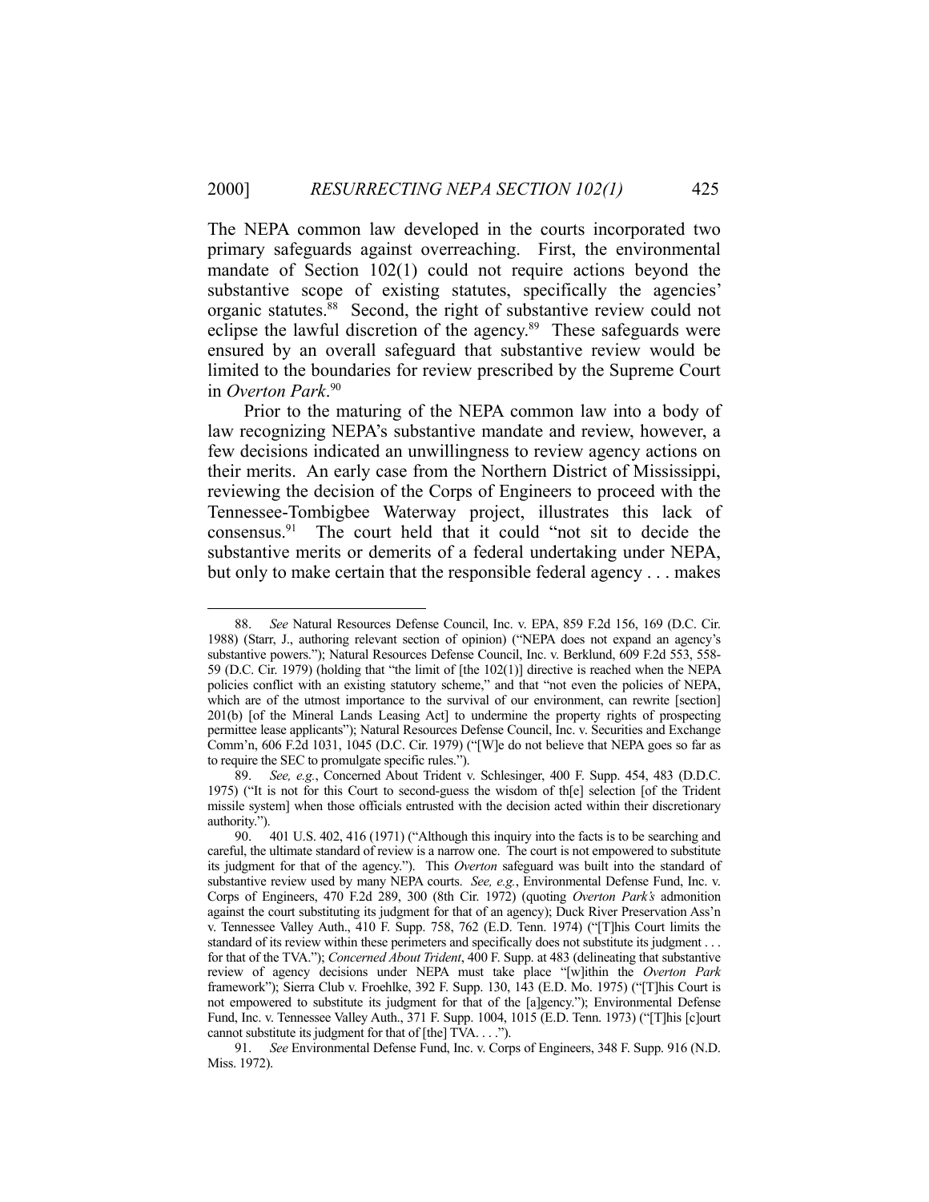The NEPA common law developed in the courts incorporated two primary safeguards against overreaching. First, the environmental mandate of Section 102(1) could not require actions beyond the substantive scope of existing statutes, specifically the agencies' organic statutes.[88] Second, the right of substantive review could not eclipse the lawful discretion of the agency.[89] These safeguards were ensured by an overall safeguard that substantive review would be limited to the boundaries for review prescribed by the Supreme Court in *Overton Park*.[90]

Prior to the maturing of the NEPA common law into a body of law recognizing NEPA's substantive mandate and review, however, a few decisions indicated an unwillingness to review agency actions on their merits. An early case from the Northern District of Mississippi, reviewing the decision of the Corps of Engineers to proceed with the Tennessee-Tombigbee Waterway project, illustrates this lack of consensus.[91] The court held that it could "not sit to decide the substantive merits or demerits of a federal undertaking under NEPA, but only to make certain that the responsible federal agency . . . makes

---

88. *See* Natural Resources Defense Council, Inc. v. EPA, 859 F.2d 156, 169 (D.C. Cir. 1988) (Starr, J., authoring relevant section of opinion) ("NEPA does not expand an agency's substantive powers."); Natural Resources Defense Council, Inc. v. Berklund, 609 F.2d 553, 558-59 (D.C. Cir. 1979) (holding that "the limit of [the 102(1)] directive is reached when the NEPA policies conflict with an existing statutory scheme," and that "not even the policies of NEPA, which are of the utmost importance to the survival of our environment, can rewrite [section] 201(b) [of the Mineral Lands Leasing Act] to undermine the property rights of prospecting permittee lease applicants"); Natural Resources Defense Council, Inc. v. Securities and Exchange Comm'n, 606 F.2d 1031, 1045 (D.C. Cir. 1979) ("[W]e do not believe that NEPA goes so far as to require the SEC to promulgate specific rules.").

89. *See, e.g.*, Concerned About Trident v. Schlesinger, 400 F. Supp. 454, 483 (D.D.C. 1975) ("It is not for this Court to second-guess the wisdom of th[e] selection [of the Trident missile system] when those officials entrusted with the decision acted within their discretionary authority.").

90. 401 U.S. 402, 416 (1971) ("Although this inquiry into the facts is to be searching and careful, the ultimate standard of review is a narrow one. The court is not empowered to substitute its judgment for that of the agency."). This *Overton* safeguard was built into the standard of substantive review used by many NEPA courts. *See, e.g.*, Environmental Defense Fund, Inc. v. Corps of Engineers, 470 F.2d 289, 300 (8th Cir. 1972) (quoting *Overton Park's* admonition against the court substituting its judgment for that of an agency); Duck River Preservation Ass'n v. Tennessee Valley Auth., 410 F. Supp. 758, 762 (E.D. Tenn. 1974) ("[T]his Court limits the standard of its review within these perimeters and specifically does not substitute its judgment . . . for that of the TVA."); *Concerned About Trident*, 400 F. Supp. at 483 (delineating that substantive review of agency decisions under NEPA must take place "[w]ithin the *Overton Park* framework"); Sierra Club v. Froehlke, 392 F. Supp. 130, 143 (E.D. Mo. 1975) ("[T]his Court is not empowered to substitute its judgment for that of the [a]gency."); Environmental Defense Fund, Inc. v. Tennessee Valley Auth., 371 F. Supp. 1004, 1015 (E.D. Tenn. 1973) ("[T]his [c]ourt cannot substitute its judgment for that of [the] TVA. . . .").

91. *See* Environmental Defense Fund, Inc. v. Corps of Engineers, 348 F. Supp. 916 (N.D. Miss. 1972).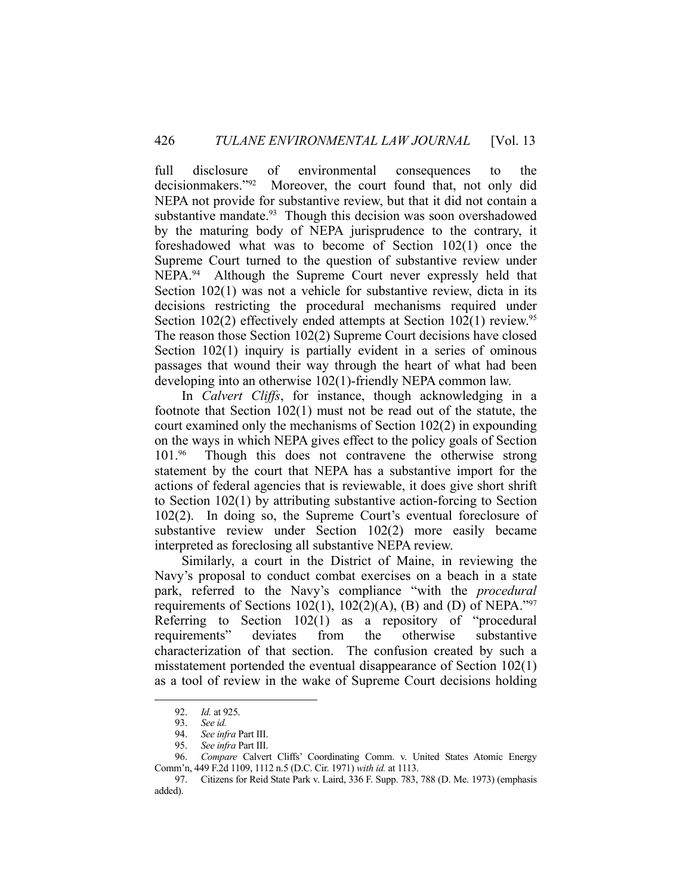full disclosure of environmental consequences to the decisionmakers."[92] Moreover, the court found that, not only did NEPA not provide for substantive review, but that it did not contain a substantive mandate.[93] Though this decision was soon overshadowed by the maturing body of NEPA jurisprudence to the contrary, it foreshadowed what was to become of Section 102(1) once the Supreme Court turned to the question of substantive review under NEPA.[94] Although the Supreme Court never expressly held that Section 102(1) was not a vehicle for substantive review, dicta in its decisions restricting the procedural mechanisms required under Section 102(2) effectively ended attempts at Section 102(1) review.[95] The reason those Section 102(2) Supreme Court decisions have closed Section 102(1) inquiry is partially evident in a series of ominous passages that wound their way through the heart of what had been developing into an otherwise 102(1)-friendly NEPA common law.

In *Calvert Cliffs*, for instance, though acknowledging in a footnote that Section 102(1) must not be read out of the statute, the court examined only the mechanisms of Section 102(2) in expounding on the ways in which NEPA gives effect to the policy goals of Section 101.[96] Though this does not contravene the otherwise strong statement by the court that NEPA has a substantive import for the actions of federal agencies that is reviewable, it does give short shrift to Section 102(1) by attributing substantive action-forcing to Section 102(2). In doing so, the Supreme Court's eventual foreclosure of substantive review under Section 102(2) more easily became interpreted as foreclosing all substantive NEPA review.

Similarly, a court in the District of Maine, in reviewing the Navy's proposal to conduct combat exercises on a beach in a state park, referred to the Navy's compliance "with the *procedural* requirements of Sections 102(1), 102(2)(A), (B) and (D) of NEPA."[97] Referring to Section 102(1) as a repository of "procedural requirements" deviates from the otherwise substantive characterization of that section. The confusion created by such a misstatement portended the eventual disappearance of Section 102(1) as a tool of review in the wake of Supreme Court decisions holding

---

92. *Id.* at 925.

93. *See id.*

94. *See infra* Part III.

95. *See infra* Part III.

96. *Compare* Calvert Cliffs' Coordinating Comm. v. United States Atomic Energy Comm'n, 449 F.2d 1109, 1112 n.5 (D.C. Cir. 1971) *with id.* at 1113.

97. Citizens for Reid State Park v. Laird, 336 F. Supp. 783, 788 (D. Me. 1973) (emphasis added).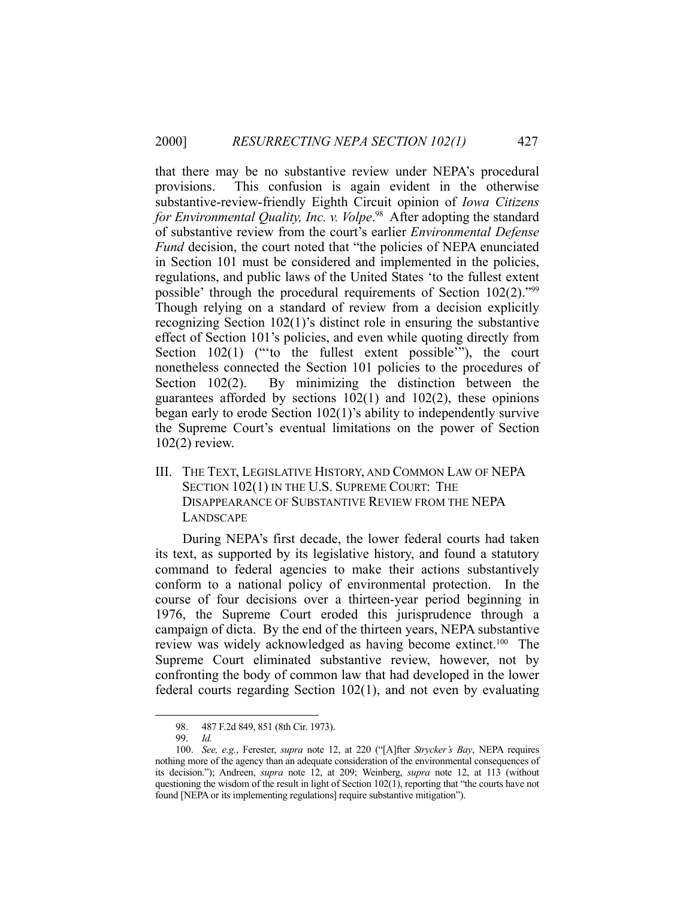that there may be no substantive review under NEPA's procedural provisions. This confusion is again evident in the otherwise substantive-review-friendly Eighth Circuit opinion of *Iowa Citizens for Environmental Quality, Inc. v. Volpe*.[98] After adopting the standard of substantive review from the court's earlier *Environmental Defense Fund* decision, the court noted that "the policies of NEPA enunciated in Section 101 must be considered and implemented in the policies, regulations, and public laws of the United States 'to the fullest extent possible' through the procedural requirements of Section 102(2)."[99] Though relying on a standard of review from a decision explicitly recognizing Section 102(1)'s distinct role in ensuring the substantive effect of Section 101's policies, and even while quoting directly from Section 102(1) ("'to the fullest extent possible'"), the court nonetheless connected the Section 101 policies to the procedures of Section 102(2). By minimizing the distinction between the guarantees afforded by sections 102(1) and 102(2), these opinions began early to erode Section 102(1)'s ability to independently survive the Supreme Court's eventual limitations on the power of Section 102(2) review.

## III. The Text, Legislative History, and Common Law of NEPA Section 102(1) in the U.S. Supreme Court: The Disappearance of Substantive Review from the NEPA Landscape

During NEPA's first decade, the lower federal courts had taken its text, as supported by its legislative history, and found a statutory command to federal agencies to make their actions substantively conform to a national policy of environmental protection. In the course of four decisions over a thirteen-year period beginning in 1976, the Supreme Court eroded this jurisprudence through a campaign of dicta. By the end of the thirteen years, NEPA substantive review was widely acknowledged as having become extinct.[100] The Supreme Court eliminated substantive review, however, not by confronting the body of common law that had developed in the lower federal courts regarding Section 102(1), and not even by evaluating

---

98. 487 F.2d 849, 851 (8th Cir. 1973).

99. *Id.*

100. *See, e.g.*, Ferester, *supra* note 12, at 220 ("[A]fter *Strycker's Bay*, NEPA requires nothing more of the agency than an adequate consideration of the environmental consequences of its decision."); Andreen, *supra* note 12, at 209; Weinberg, *supra* note 12, at 113 (without questioning the wisdom of the result in light of Section 102(1), reporting that "the courts have not found [NEPA or its implementing regulations] require substantive mitigation").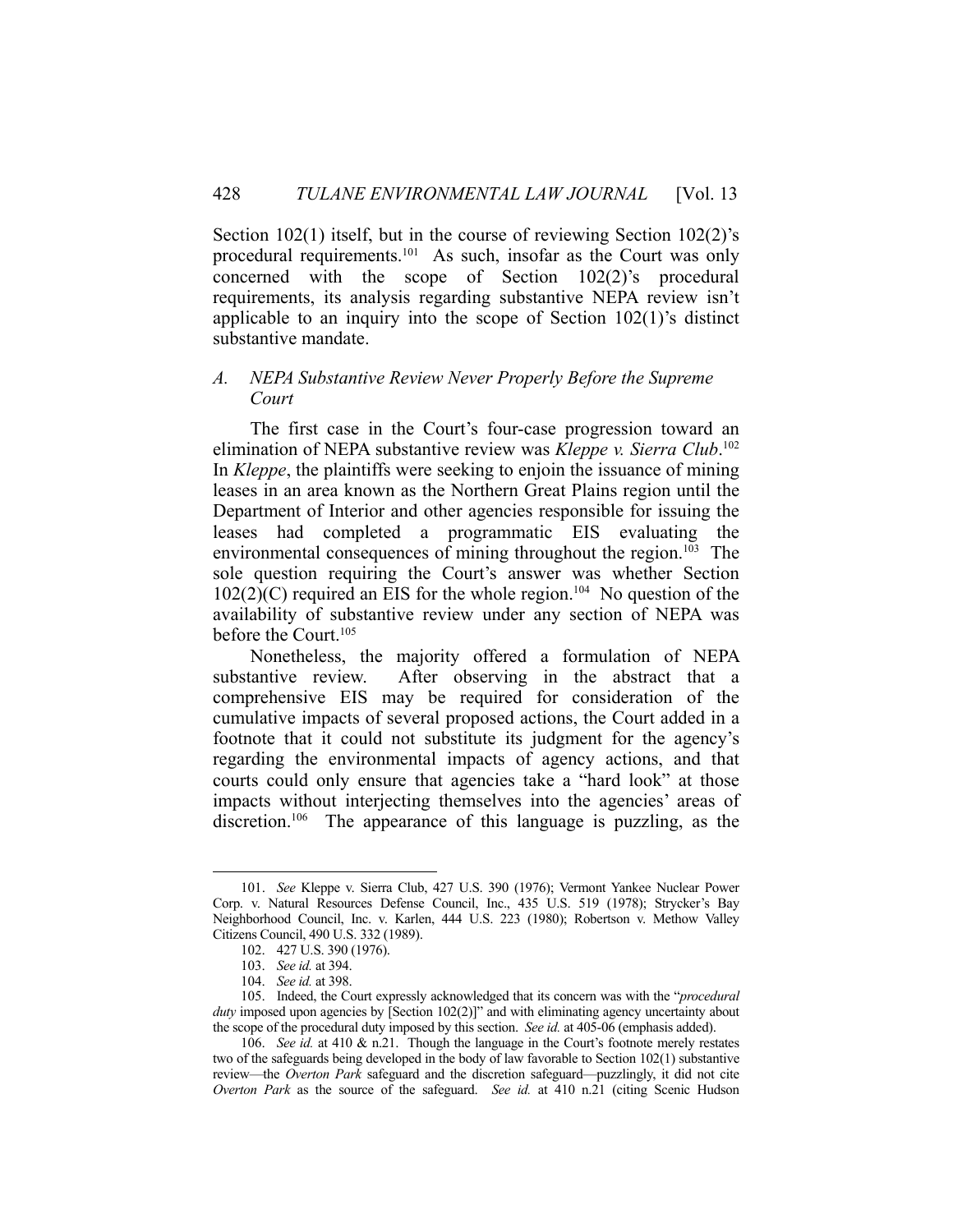Section 102(1) itself, but in the course of reviewing Section 102(2)'s procedural requirements.[101] As such, insofar as the Court was only concerned with the scope of Section 102(2)'s procedural requirements, its analysis regarding substantive NEPA review isn't applicable to an inquiry into the scope of Section 102(1)'s distinct substantive mandate.

### *A. NEPA Substantive Review Never Properly Before the Supreme Court*

The first case in the Court's four-case progression toward an elimination of NEPA substantive review was *Kleppe v. Sierra Club*.[102] In *Kleppe*, the plaintiffs were seeking to enjoin the issuance of mining leases in an area known as the Northern Great Plains region until the Department of Interior and other agencies responsible for issuing the leases had completed a programmatic EIS evaluating the environmental consequences of mining throughout the region.[103] The sole question requiring the Court's answer was whether Section 102(2)(C) required an EIS for the whole region.[104] No question of the availability of substantive review under any section of NEPA was before the Court.[105]

Nonetheless, the majority offered a formulation of NEPA substantive review. After observing in the abstract that a comprehensive EIS may be required for consideration of the cumulative impacts of several proposed actions, the Court added in a footnote that it could not substitute its judgment for the agency's regarding the environmental impacts of agency actions, and that courts could only ensure that agencies take a "hard look" at those impacts without interjecting themselves into the agencies' areas of discretion.[106] The appearance of this language is puzzling, as the

---

101. *See* Kleppe v. Sierra Club, 427 U.S. 390 (1976); Vermont Yankee Nuclear Power Corp. v. Natural Resources Defense Council, Inc., 435 U.S. 519 (1978); Strycker's Bay Neighborhood Council, Inc. v. Karlen, 444 U.S. 223 (1980); Robertson v. Methow Valley Citizens Council, 490 U.S. 332 (1989).

102. 427 U.S. 390 (1976).

103. *See id.* at 394.

104. *See id.* at 398.

105. Indeed, the Court expressly acknowledged that its concern was with the "*procedural duty* imposed upon agencies by [Section 102(2)]" and with eliminating agency uncertainty about the scope of the procedural duty imposed by this section. *See id.* at 405-06 (emphasis added).

106. *See id.* at 410 & n.21. Though the language in the Court's footnote merely restates two of the safeguards being developed in the body of law favorable to Section 102(1) substantive review—the *Overton Park* safeguard and the discretion safeguard—puzzlingly, it did not cite *Overton Park* as the source of the safeguard. *See id.* at 410 n.21 (citing Scenic Hudson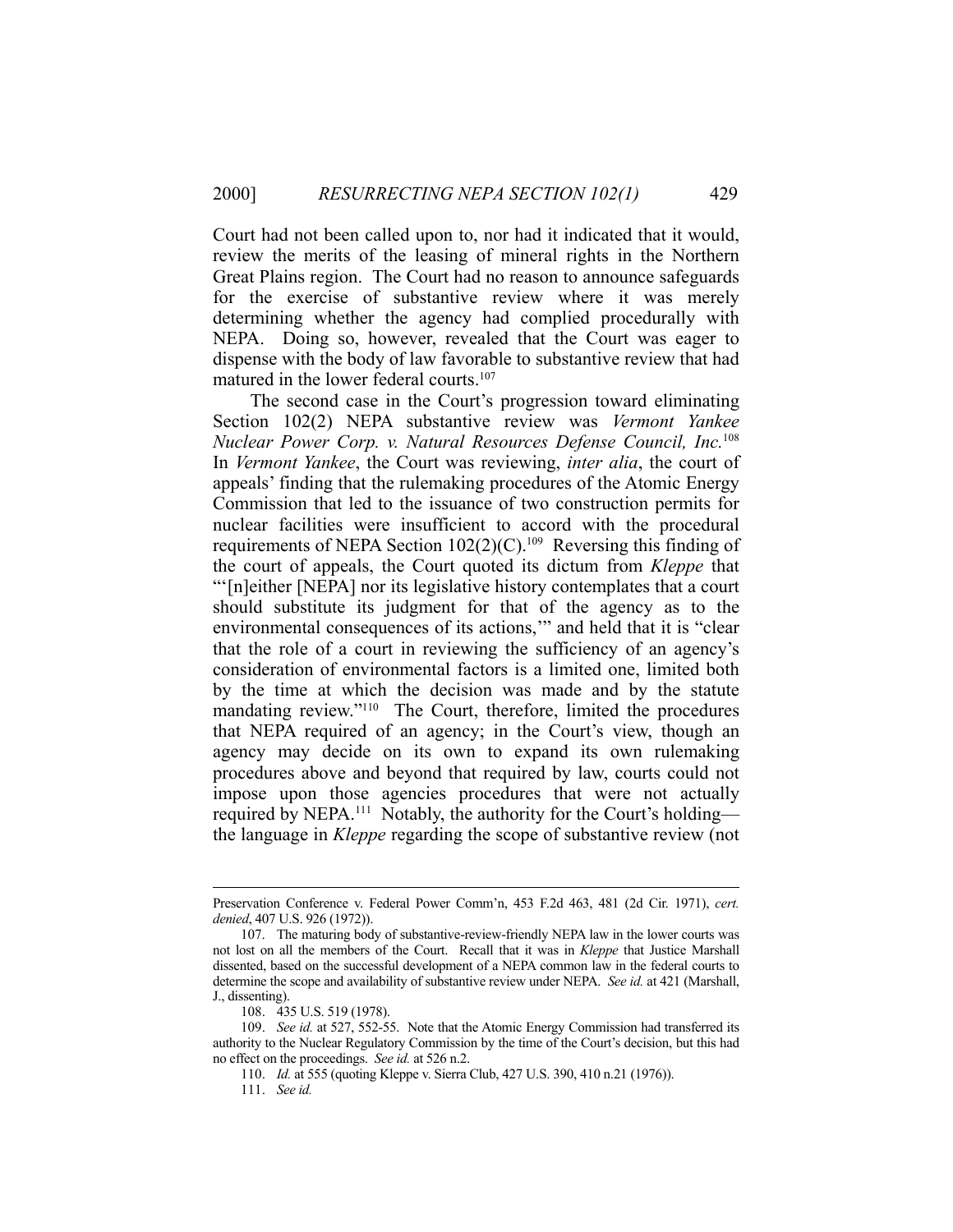Court had not been called upon to, nor had it indicated that it would, review the merits of the leasing of mineral rights in the Northern Great Plains region. The Court had no reason to announce safeguards for the exercise of substantive review where it was merely determining whether the agency had complied procedurally with NEPA. Doing so, however, revealed that the Court was eager to dispense with the body of law favorable to substantive review that had matured in the lower federal courts.[107]

The second case in the Court's progression toward eliminating Section 102(2) NEPA substantive review was *Vermont Yankee Nuclear Power Corp. v. Natural Resources Defense Council, Inc.*[108] In *Vermont Yankee*, the Court was reviewing, *inter alia*, the court of appeals' finding that the rulemaking procedures of the Atomic Energy Commission that led to the issuance of two construction permits for nuclear facilities were insufficient to accord with the procedural requirements of NEPA Section 102(2)(C).[109] Reversing this finding of the court of appeals, the Court quoted its dictum from *Kleppe* that "'[n]either [NEPA] nor its legislative history contemplates that a court should substitute its judgment for that of the agency as to the environmental consequences of its actions,'" and held that it is "clear that the role of a court in reviewing the sufficiency of an agency's consideration of environmental factors is a limited one, limited both by the time at which the decision was made and by the statute mandating review."[110] The Court, therefore, limited the procedures that NEPA required of an agency; in the Court's view, though an agency may decide on its own to expand its own rulemaking procedures above and beyond that required by law, courts could not impose upon those agencies procedures that were not actually required by NEPA.[111] Notably, the authority for the Court's holding—the language in *Kleppe* regarding the scope of substantive review (not

---

Preservation Conference v. Federal Power Comm'n, 453 F.2d 463, 481 (2d Cir. 1971), *cert. denied*, 407 U.S. 926 (1972)).

107. The maturing body of substantive-review-friendly NEPA law in the lower courts was not lost on all the members of the Court. Recall that it was in *Kleppe* that Justice Marshall dissented, based on the successful development of a NEPA common law in the federal courts to determine the scope and availability of substantive review under NEPA. *See id.* at 421 (Marshall, J., dissenting).

108. 435 U.S. 519 (1978).

109. *See id.* at 527, 552-55. Note that the Atomic Energy Commission had transferred its authority to the Nuclear Regulatory Commission by the time of the Court's decision, but this had no effect on the proceedings. *See id.* at 526 n.2.

110. *Id.* at 555 (quoting Kleppe v. Sierra Club, 427 U.S. 390, 410 n.21 (1976)).

111. *See id.*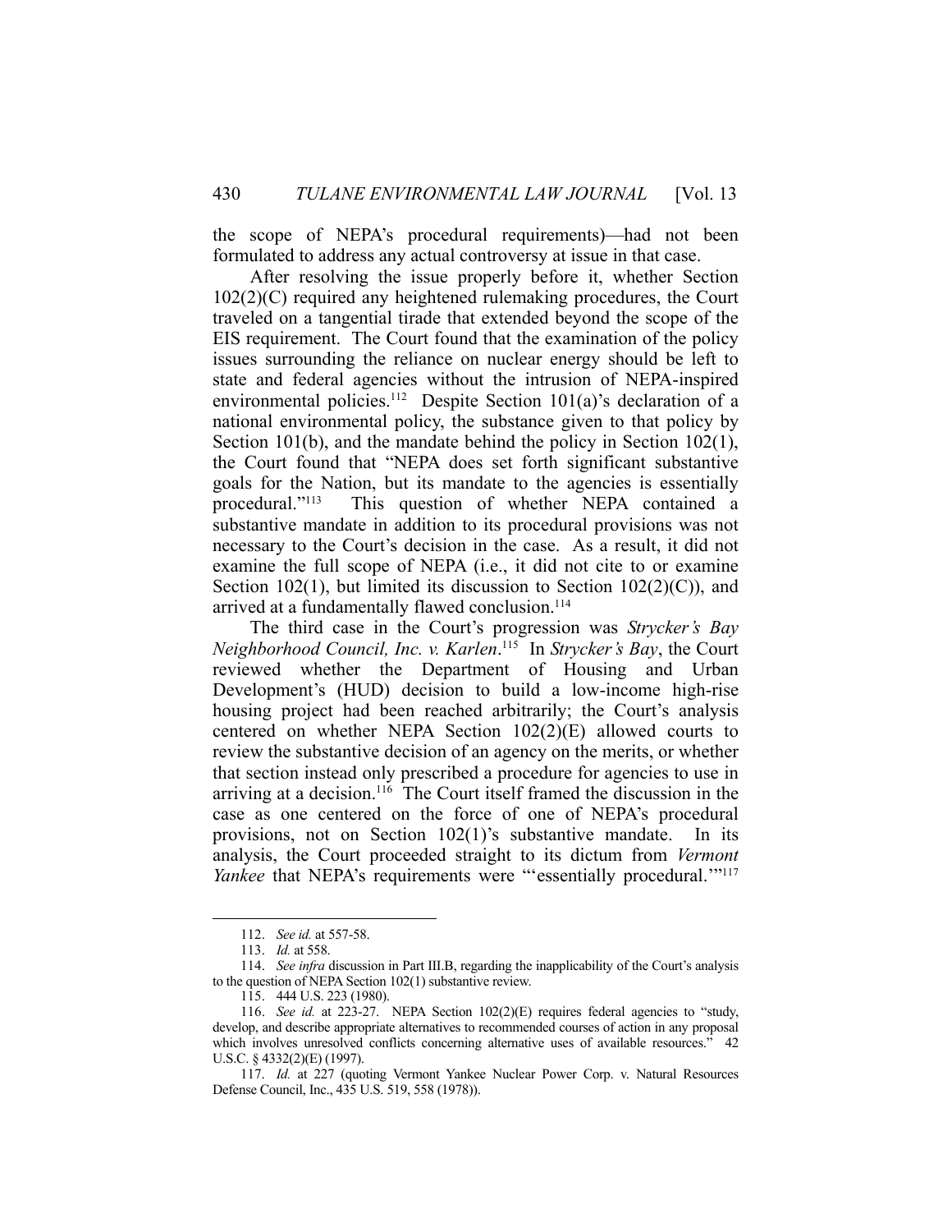the scope of NEPA's procedural requirements)—had not been formulated to address any actual controversy at issue in that case.

After resolving the issue properly before it, whether Section 102(2)(C) required any heightened rulemaking procedures, the Court traveled on a tangential tirade that extended beyond the scope of the EIS requirement. The Court found that the examination of the policy issues surrounding the reliance on nuclear energy should be left to state and federal agencies without the intrusion of NEPA-inspired environmental policies.[112] Despite Section 101(a)'s declaration of a national environmental policy, the substance given to that policy by Section 101(b), and the mandate behind the policy in Section 102(1), the Court found that "NEPA does set forth significant substantive goals for the Nation, but its mandate to the agencies is essentially procedural."[113] This question of whether NEPA contained a substantive mandate in addition to its procedural provisions was not necessary to the Court's decision in the case. As a result, it did not examine the full scope of NEPA (i.e., it did not cite to or examine Section 102(1), but limited its discussion to Section 102(2)(C)), and arrived at a fundamentally flawed conclusion.[114]

The third case in the Court's progression was *Strycker's Bay Neighborhood Council, Inc. v. Karlen*.[115] In *Strycker's Bay*, the Court reviewed whether the Department of Housing and Urban Development's (HUD) decision to build a low-income high-rise housing project had been reached arbitrarily; the Court's analysis centered on whether NEPA Section 102(2)(E) allowed courts to review the substantive decision of an agency on the merits, or whether that section instead only prescribed a procedure for agencies to use in arriving at a decision.[116] The Court itself framed the discussion in the case as one centered on the force of one of NEPA's procedural provisions, not on Section 102(1)'s substantive mandate. In its analysis, the Court proceeded straight to its dictum from *Vermont Yankee* that NEPA's requirements were "'essentially procedural.'"[117]

112. *See id.* at 557-58.

113. *Id.* at 558.

114. *See infra* discussion in Part III.B, regarding the inapplicability of the Court's analysis to the question of NEPA Section 102(1) substantive review.

115. 444 U.S. 223 (1980).

116. *See id.* at 223-27. NEPA Section 102(2)(E) requires federal agencies to "study, develop, and describe appropriate alternatives to recommended courses of action in any proposal which involves unresolved conflicts concerning alternative uses of available resources." 42 U.S.C. § 4332(2)(E) (1997).

117. *Id.* at 227 (quoting Vermont Yankee Nuclear Power Corp. v. Natural Resources Defense Council, Inc., 435 U.S. 519, 558 (1978)).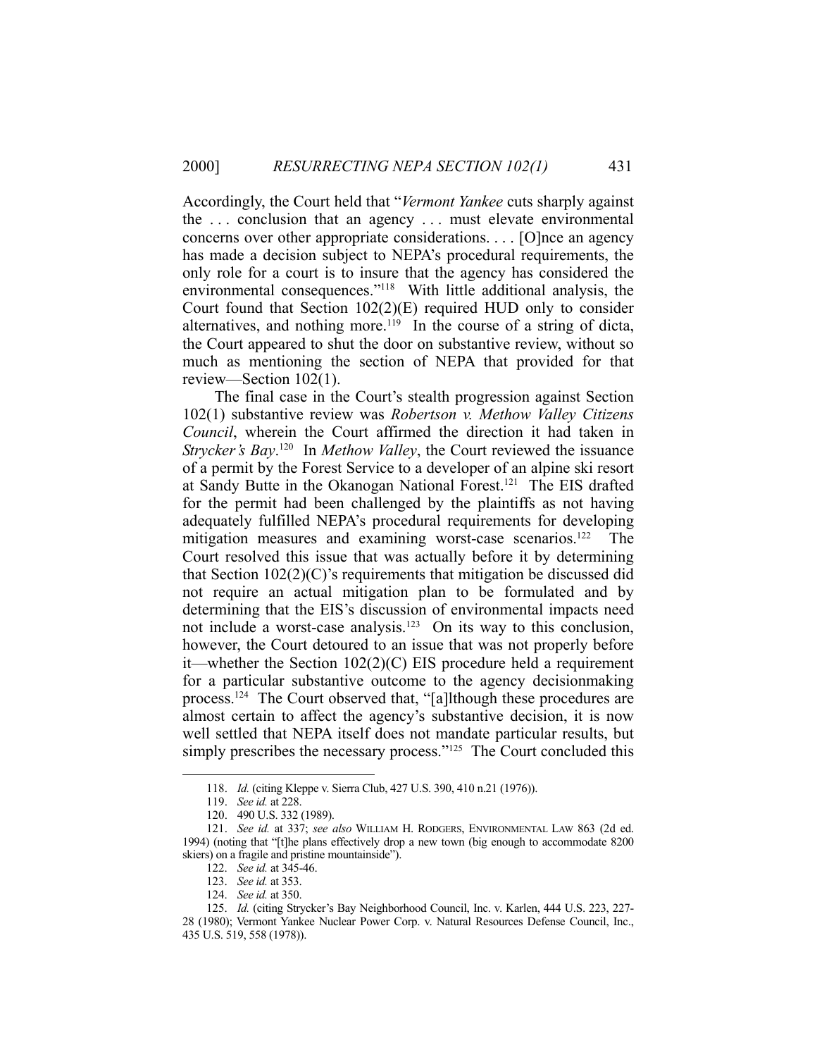Accordingly, the Court held that "*Vermont Yankee* cuts sharply against the . . . conclusion that an agency . . . must elevate environmental concerns over other appropriate considerations. . . . [O]nce an agency has made a decision subject to NEPA's procedural requirements, the only role for a court is to insure that the agency has considered the environmental consequences."[118] With little additional analysis, the Court found that Section 102(2)(E) required HUD only to consider alternatives, and nothing more.[119] In the course of a string of dicta, the Court appeared to shut the door on substantive review, without so much as mentioning the section of NEPA that provided for that review—Section 102(1).

The final case in the Court's stealth progression against Section 102(1) substantive review was *Robertson v. Methow Valley Citizens Council*, wherein the Court affirmed the direction it had taken in *Strycker's Bay*.[120] In *Methow Valley*, the Court reviewed the issuance of a permit by the Forest Service to a developer of an alpine ski resort at Sandy Butte in the Okanogan National Forest.[121] The EIS drafted for the permit had been challenged by the plaintiffs as not having adequately fulfilled NEPA's procedural requirements for developing mitigation measures and examining worst-case scenarios.[122] The Court resolved this issue that was actually before it by determining that Section 102(2)(C)'s requirements that mitigation be discussed did not require an actual mitigation plan to be formulated and by determining that the EIS's discussion of environmental impacts need not include a worst-case analysis.[123] On its way to this conclusion, however, the Court detoured to an issue that was not properly before it—whether the Section 102(2)(C) EIS procedure held a requirement for a particular substantive outcome to the agency decisionmaking process.[124] The Court observed that, "[a]lthough these procedures are almost certain to affect the agency's substantive decision, it is now well settled that NEPA itself does not mandate particular results, but simply prescribes the necessary process."[125] The Court concluded this

---

118. *Id.* (citing Kleppe v. Sierra Club, 427 U.S. 390, 410 n.21 (1976)).

119. *See id.* at 228.

120. 490 U.S. 332 (1989).

121. *See id.* at 337; *see also* WILLIAM H. RODGERS, ENVIRONMENTAL LAW 863 (2d ed. 1994) (noting that "[t]he plans effectively drop a new town (big enough to accommodate 8200 skiers) on a fragile and pristine mountainside").

122. *See id.* at 345-46.

123. *See id.* at 353.

124. *See id.* at 350.

125. *Id.* (citing Strycker's Bay Neighborhood Council, Inc. v. Karlen, 444 U.S. 223, 227-28 (1980); Vermont Yankee Nuclear Power Corp. v. Natural Resources Defense Council, Inc., 435 U.S. 519, 558 (1978)).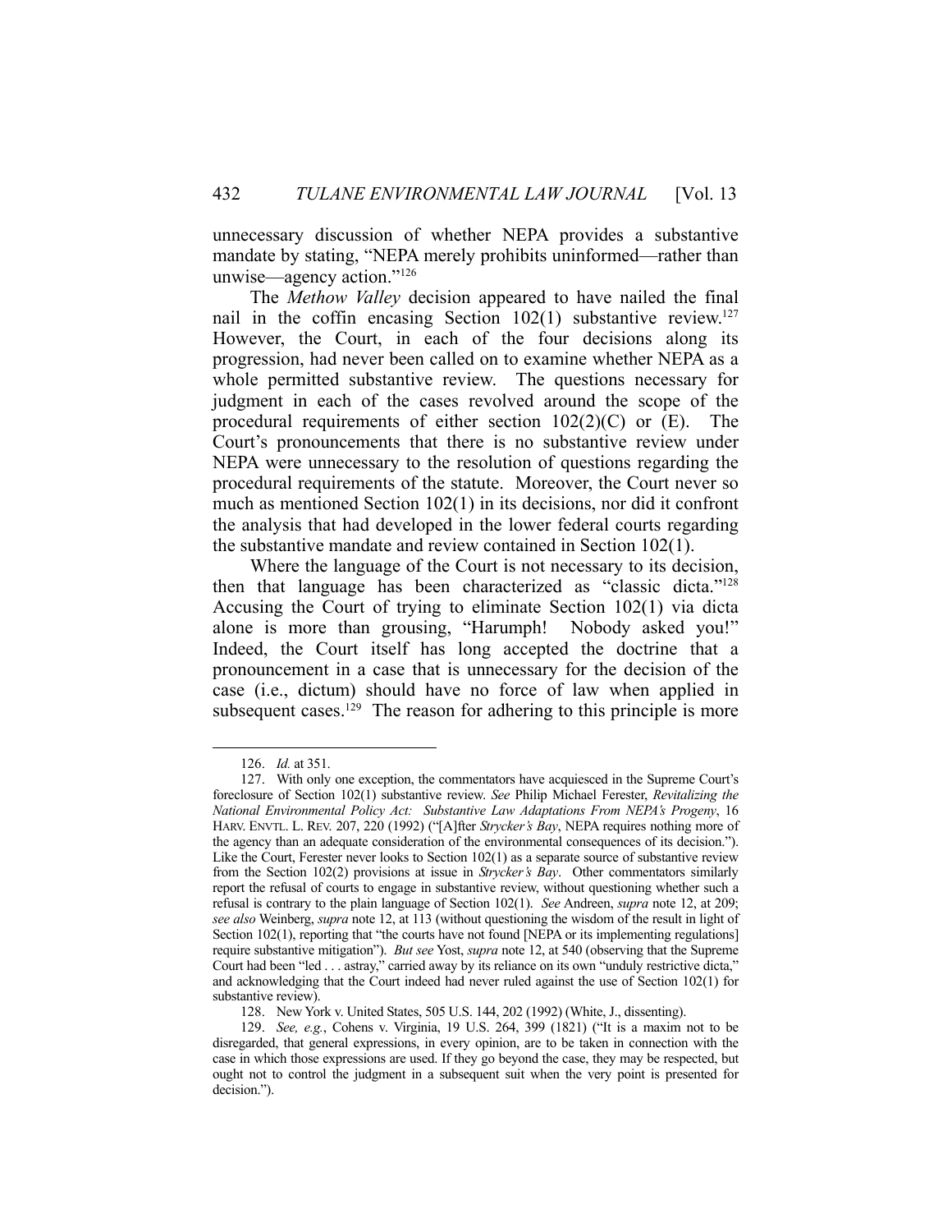unnecessary discussion of whether NEPA provides a substantive mandate by stating, "NEPA merely prohibits uninformed—rather than unwise—agency action."[126]

The *Methow Valley* decision appeared to have nailed the final nail in the coffin encasing Section 102(1) substantive review.[127] However, the Court, in each of the four decisions along its progression, had never been called on to examine whether NEPA as a whole permitted substantive review. The questions necessary for judgment in each of the cases revolved around the scope of the procedural requirements of either section 102(2)(C) or (E). The Court's pronouncements that there is no substantive review under NEPA were unnecessary to the resolution of questions regarding the procedural requirements of the statute. Moreover, the Court never so much as mentioned Section 102(1) in its decisions, nor did it confront the analysis that had developed in the lower federal courts regarding the substantive mandate and review contained in Section 102(1).

Where the language of the Court is not necessary to its decision, then that language has been characterized as "classic dicta."[128] Accusing the Court of trying to eliminate Section 102(1) via dicta alone is more than grousing, "Harumph! Nobody asked you!" Indeed, the Court itself has long accepted the doctrine that a pronouncement in a case that is unnecessary for the decision of the case (i.e., dictum) should have no force of law when applied in subsequent cases.[129] The reason for adhering to this principle is more

---

126. *Id.* at 351.

127. With only one exception, the commentators have acquiesced in the Supreme Court's foreclosure of Section 102(1) substantive review. *See* Philip Michael Ferester, *Revitalizing the National Environmental Policy Act: Substantive Law Adaptations From NEPA's Progeny*, 16 HARV. ENVTL. L. REV. 207, 220 (1992) ("[A]fter *Strycker's Bay*, NEPA requires nothing more of the agency than an adequate consideration of the environmental consequences of its decision."). Like the Court, Ferester never looks to Section 102(1) as a separate source of substantive review from the Section 102(2) provisions at issue in *Strycker's Bay*. Other commentators similarly report the refusal of courts to engage in substantive review, without questioning whether such a refusal is contrary to the plain language of Section 102(1). *See* Andreen, *supra* note 12, at 209; *see also* Weinberg, *supra* note 12, at 113 (without questioning the wisdom of the result in light of Section 102(1), reporting that "the courts have not found [NEPA or its implementing regulations] require substantive mitigation"). *But see* Yost, *supra* note 12, at 540 (observing that the Supreme Court had been "led . . . astray," carried away by its reliance on its own "unduly restrictive dicta," and acknowledging that the Court indeed had never ruled against the use of Section 102(1) for substantive review).

128. New York v. United States, 505 U.S. 144, 202 (1992) (White, J., dissenting).

129. *See, e.g.*, Cohens v. Virginia, 19 U.S. 264, 399 (1821) ("It is a maxim not to be disregarded, that general expressions, in every opinion, are to be taken in connection with the case in which those expressions are used. If they go beyond the case, they may be respected, but ought not to control the judgment in a subsequent suit when the very point is presented for decision.").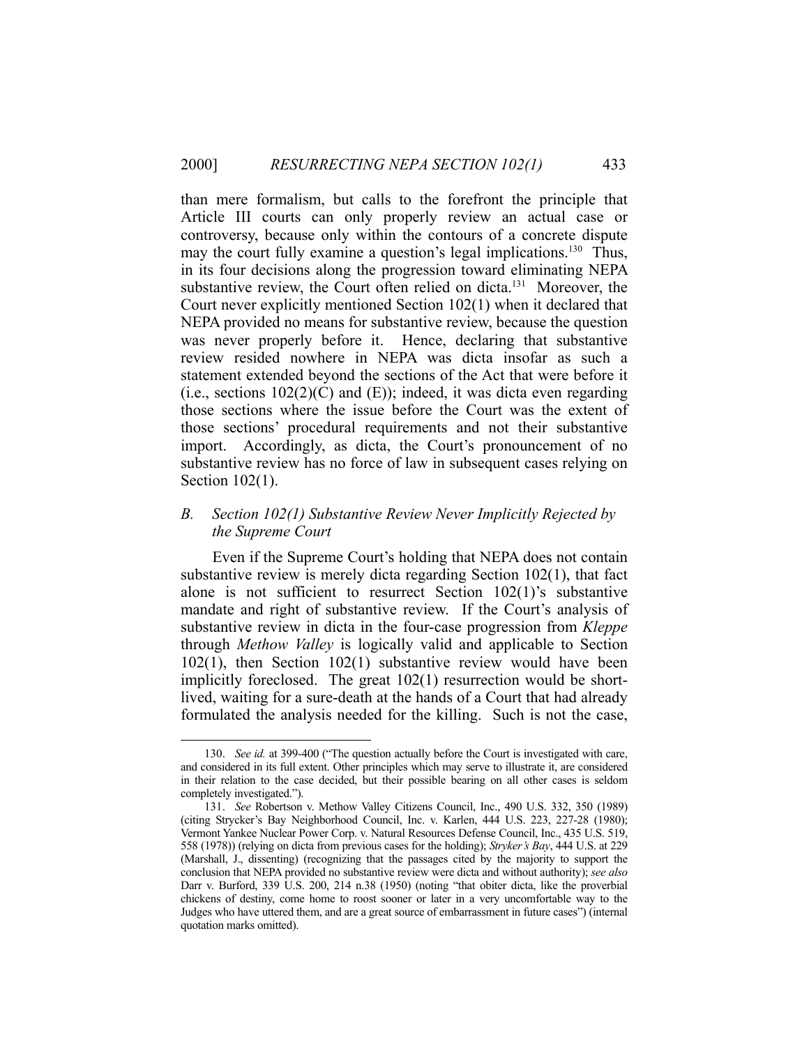than mere formalism, but calls to the forefront the principle that Article III courts can only properly review an actual case or controversy, because only within the contours of a concrete dispute may the court fully examine a question's legal implications.[130] Thus, in its four decisions along the progression toward eliminating NEPA substantive review, the Court often relied on dicta.[131] Moreover, the Court never explicitly mentioned Section 102(1) when it declared that NEPA provided no means for substantive review, because the question was never properly before it. Hence, declaring that substantive review resided nowhere in NEPA was dicta insofar as such a statement extended beyond the sections of the Act that were before it (i.e., sections 102(2)(C) and (E)); indeed, it was dicta even regarding those sections where the issue before the Court was the extent of those sections' procedural requirements and not their substantive import. Accordingly, as dicta, the Court's pronouncement of no substantive review has no force of law in subsequent cases relying on Section 102(1).

### *B. Section 102(1) Substantive Review Never Implicitly Rejected by the Supreme Court*

Even if the Supreme Court's holding that NEPA does not contain substantive review is merely dicta regarding Section 102(1), that fact alone is not sufficient to resurrect Section 102(1)'s substantive mandate and right of substantive review. If the Court's analysis of substantive review in dicta in the four-case progression from *Kleppe* through *Methow Valley* is logically valid and applicable to Section 102(1), then Section 102(1) substantive review would have been implicitly foreclosed. The great 102(1) resurrection would be short-lived, waiting for a sure-death at the hands of a Court that had already formulated the analysis needed for the killing. Such is not the case,

---

130. *See id.* at 399-400 ("The question actually before the Court is investigated with care, and considered in its full extent. Other principles which may serve to illustrate it, are considered in their relation to the case decided, but their possible bearing on all other cases is seldom completely investigated.").

131. *See* Robertson v. Methow Valley Citizens Council, Inc., 490 U.S. 332, 350 (1989) (citing Strycker's Bay Neighborhood Council, Inc. v. Karlen, 444 U.S. 223, 227-28 (1980); Vermont Yankee Nuclear Power Corp. v. Natural Resources Defense Council, Inc., 435 U.S. 519, 558 (1978)) (relying on dicta from previous cases for the holding); *Stryker's Bay*, 444 U.S. at 229 (Marshall, J., dissenting) (recognizing that the passages cited by the majority to support the conclusion that NEPA provided no substantive review were dicta and without authority); *see also* Darr v. Burford, 339 U.S. 200, 214 n.38 (1950) (noting "that obiter dicta, like the proverbial chickens of destiny, come home to roost sooner or later in a very uncomfortable way to the Judges who have uttered them, and are a great source of embarrassment in future cases") (internal quotation marks omitted).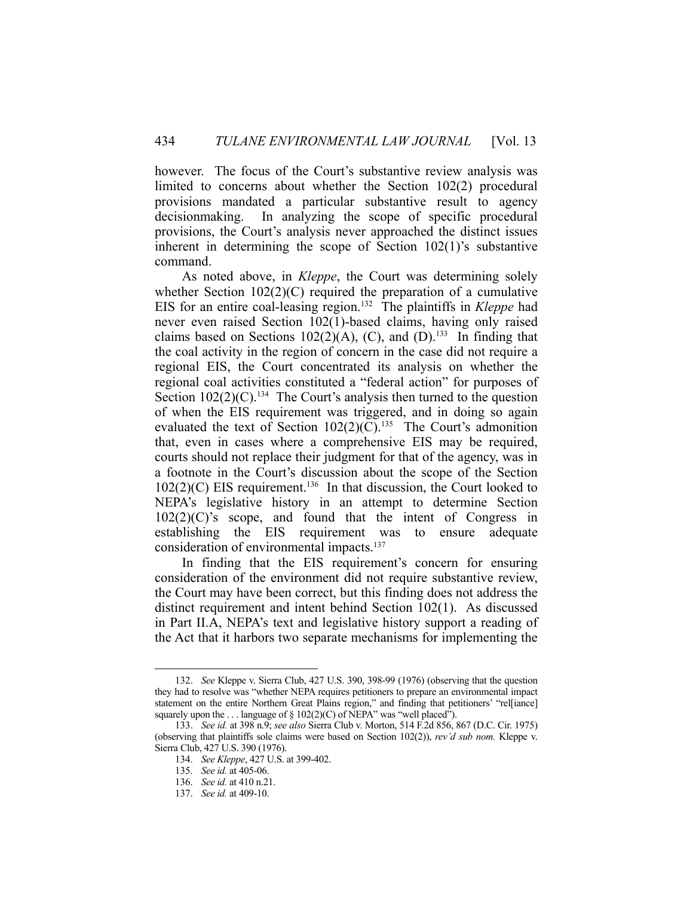however. The focus of the Court's substantive review analysis was limited to concerns about whether the Section 102(2) procedural provisions mandated a particular substantive result to agency decisionmaking. In analyzing the scope of specific procedural provisions, the Court's analysis never approached the distinct issues inherent in determining the scope of Section 102(1)'s substantive command.

As noted above, in *Kleppe*, the Court was determining solely whether Section 102(2)(C) required the preparation of a cumulative EIS for an entire coal-leasing region.[132] The plaintiffs in *Kleppe* had never even raised Section 102(1)-based claims, having only raised claims based on Sections 102(2)(A), (C), and (D).[133] In finding that the coal activity in the region of concern in the case did not require a regional EIS, the Court concentrated its analysis on whether the regional coal activities constituted a "federal action" for purposes of Section 102(2)(C).[134] The Court's analysis then turned to the question of when the EIS requirement was triggered, and in doing so again evaluated the text of Section 102(2)(C).[135] The Court's admonition that, even in cases where a comprehensive EIS may be required, courts should not replace their judgment for that of the agency, was in a footnote in the Court's discussion about the scope of the Section 102(2)(C) EIS requirement.[136] In that discussion, the Court looked to NEPA's legislative history in an attempt to determine Section 102(2)(C)'s scope, and found that the intent of Congress in establishing the EIS requirement was to ensure adequate consideration of environmental impacts.[137]

In finding that the EIS requirement's concern for ensuring consideration of the environment did not require substantive review, the Court may have been correct, but this finding does not address the distinct requirement and intent behind Section 102(1). As discussed in Part II.A, NEPA's text and legislative history support a reading of the Act that it harbors two separate mechanisms for implementing the

---

132. *See* Kleppe v. Sierra Club, 427 U.S. 390, 398-99 (1976) (observing that the question they had to resolve was "whether NEPA requires petitioners to prepare an environmental impact statement on the entire Northern Great Plains region," and finding that petitioners' "rel[iance] squarely upon the . . . language of § 102(2)(C) of NEPA" was "well placed").

133. *See id.* at 398 n.9; *see also* Sierra Club v. Morton, 514 F.2d 856, 867 (D.C. Cir. 1975) (observing that plaintiffs sole claims were based on Section 102(2)), *rev'd sub nom.* Kleppe v. Sierra Club, 427 U.S. 390 (1976).

134. *See Kleppe*, 427 U.S. at 399-402.

135. *See id.* at 405-06.

136. *See id.* at 410 n.21.

137. *See id.* at 409-10.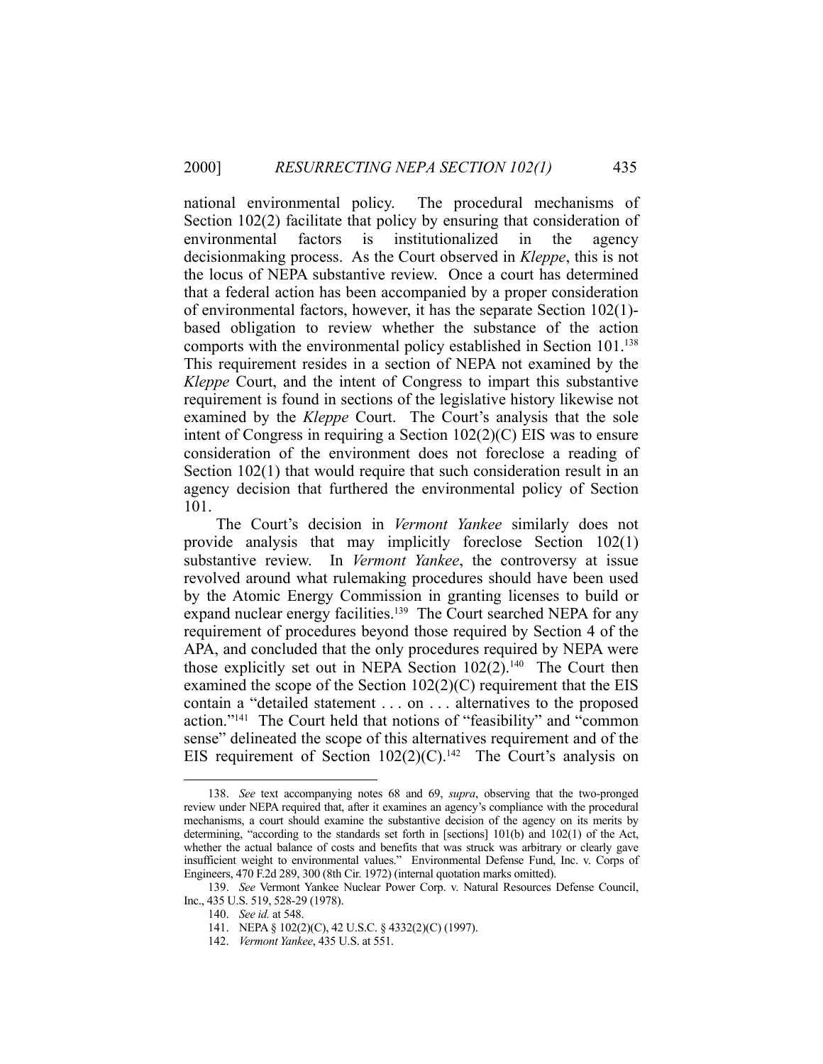national environmental policy. The procedural mechanisms of Section 102(2) facilitate that policy by ensuring that consideration of environmental factors is institutionalized in the agency decisionmaking process. As the Court observed in *Kleppe*, this is not the locus of NEPA substantive review. Once a court has determined that a federal action has been accompanied by a proper consideration of environmental factors, however, it has the separate Section 102(1)-based obligation to review whether the substance of the action comports with the environmental policy established in Section 101.[138] This requirement resides in a section of NEPA not examined by the *Kleppe* Court, and the intent of Congress to impart this substantive requirement is found in sections of the legislative history likewise not examined by the *Kleppe* Court. The Court's analysis that the sole intent of Congress in requiring a Section 102(2)(C) EIS was to ensure consideration of the environment does not foreclose a reading of Section 102(1) that would require that such consideration result in an agency decision that furthered the environmental policy of Section 101.

The Court's decision in *Vermont Yankee* similarly does not provide analysis that may implicitly foreclose Section 102(1) substantive review. In *Vermont Yankee*, the controversy at issue revolved around what rulemaking procedures should have been used by the Atomic Energy Commission in granting licenses to build or expand nuclear energy facilities.[139] The Court searched NEPA for any requirement of procedures beyond those required by Section 4 of the APA, and concluded that the only procedures required by NEPA were those explicitly set out in NEPA Section 102(2).[140] The Court then examined the scope of the Section 102(2)(C) requirement that the EIS contain a "detailed statement . . . on . . . alternatives to the proposed action."[141] The Court held that notions of "feasibility" and "common sense" delineated the scope of this alternatives requirement and of the EIS requirement of Section 102(2)(C).[142] The Court's analysis on

---

138. *See* text accompanying notes 68 and 69, *supra*, observing that the two-pronged review under NEPA required that, after it examines an agency's compliance with the procedural mechanisms, a court should examine the substantive decision of the agency on its merits by determining, "according to the standards set forth in [sections] 101(b) and 102(1) of the Act, whether the actual balance of costs and benefits that was struck was arbitrary or clearly gave insufficient weight to environmental values." Environmental Defense Fund, Inc. v. Corps of Engineers, 470 F.2d 289, 300 (8th Cir. 1972) (internal quotation marks omitted).

139. *See* Vermont Yankee Nuclear Power Corp. v. Natural Resources Defense Council, Inc., 435 U.S. 519, 528-29 (1978).

140. *See id.* at 548.

141. NEPA § 102(2)(C), 42 U.S.C. § 4332(2)(C) (1997).

142. *Vermont Yankee*, 435 U.S. at 551.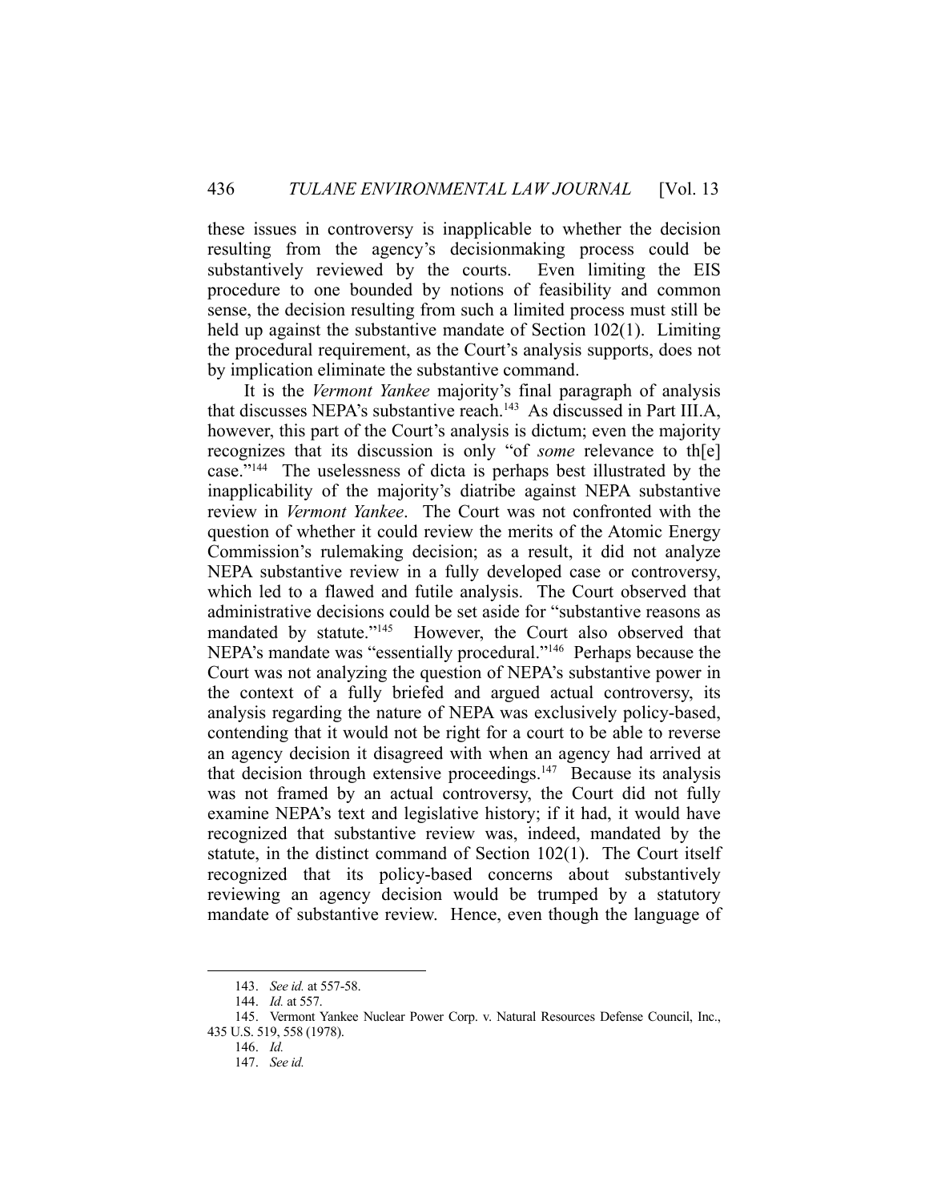these issues in controversy is inapplicable to whether the decision resulting from the agency's decisionmaking process could be substantively reviewed by the courts. Even limiting the EIS procedure to one bounded by notions of feasibility and common sense, the decision resulting from such a limited process must still be held up against the substantive mandate of Section 102(1). Limiting the procedural requirement, as the Court's analysis supports, does not by implication eliminate the substantive command.

It is the *Vermont Yankee* majority's final paragraph of analysis that discusses NEPA's substantive reach.[143] As discussed in Part III.A, however, this part of the Court's analysis is dictum; even the majority recognizes that its discussion is only "of *some* relevance to th[e] case."[144] The uselessness of dicta is perhaps best illustrated by the inapplicability of the majority's diatribe against NEPA substantive review in *Vermont Yankee*. The Court was not confronted with the question of whether it could review the merits of the Atomic Energy Commission's rulemaking decision; as a result, it did not analyze NEPA substantive review in a fully developed case or controversy, which led to a flawed and futile analysis. The Court observed that administrative decisions could be set aside for "substantive reasons as mandated by statute."[145] However, the Court also observed that NEPA's mandate was "essentially procedural."[146] Perhaps because the Court was not analyzing the question of NEPA's substantive power in the context of a fully briefed and argued actual controversy, its analysis regarding the nature of NEPA was exclusively policy-based, contending that it would not be right for a court to be able to reverse an agency decision it disagreed with when an agency had arrived at that decision through extensive proceedings.[147] Because its analysis was not framed by an actual controversy, the Court did not fully examine NEPA's text and legislative history; if it had, it would have recognized that substantive review was, indeed, mandated by the statute, in the distinct command of Section 102(1). The Court itself recognized that its policy-based concerns about substantively reviewing an agency decision would be trumped by a statutory mandate of substantive review. Hence, even though the language of

---

143. *See id.* at 557-58.

144. *Id.* at 557.

145. Vermont Yankee Nuclear Power Corp. v. Natural Resources Defense Council, Inc., 435 U.S. 519, 558 (1978).

146. *Id.*

147. *See id.*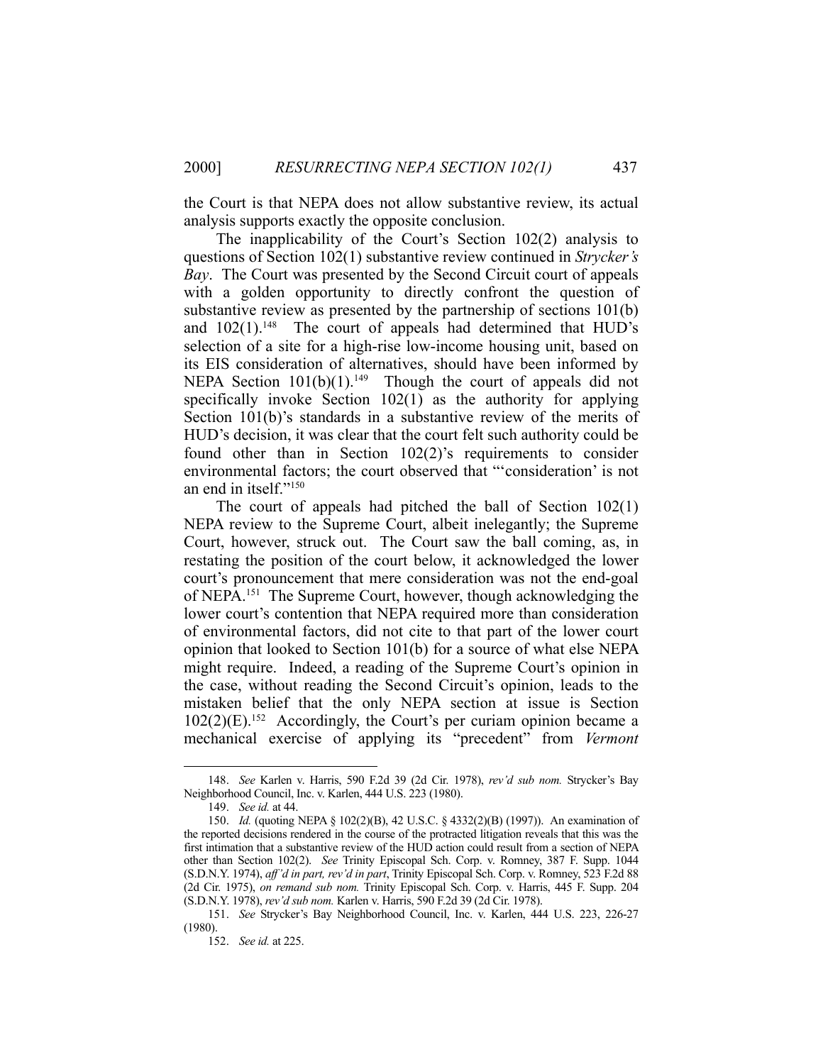the Court is that NEPA does not allow substantive review, its actual analysis supports exactly the opposite conclusion.

The inapplicability of the Court's Section 102(2) analysis to questions of Section 102(1) substantive review continued in *Strycker's Bay*. The Court was presented by the Second Circuit court of appeals with a golden opportunity to directly confront the question of substantive review as presented by the partnership of sections 101(b) and 102(1).[148] The court of appeals had determined that HUD's selection of a site for a high-rise low-income housing unit, based on its EIS consideration of alternatives, should have been informed by NEPA Section 101(b)(1).[149] Though the court of appeals did not specifically invoke Section 102(1) as the authority for applying Section 101(b)'s standards in a substantive review of the merits of HUD's decision, it was clear that the court felt such authority could be found other than in Section 102(2)'s requirements to consider environmental factors; the court observed that "'consideration' is not an end in itself."[150]

The court of appeals had pitched the ball of Section 102(1) NEPA review to the Supreme Court, albeit inelegantly; the Supreme Court, however, struck out. The Court saw the ball coming, as, in restating the position of the court below, it acknowledged the lower court's pronouncement that mere consideration was not the end-goal of NEPA.[151] The Supreme Court, however, though acknowledging the lower court's contention that NEPA required more than consideration of environmental factors, did not cite to that part of the lower court opinion that looked to Section 101(b) for a source of what else NEPA might require. Indeed, a reading of the Supreme Court's opinion in the case, without reading the Second Circuit's opinion, leads to the mistaken belief that the only NEPA section at issue is Section 102(2)(E).[152] Accordingly, the Court's per curiam opinion became a mechanical exercise of applying its "precedent" from *Vermont*

---

148. *See* Karlen v. Harris, 590 F.2d 39 (2d Cir. 1978), *rev'd sub nom.* Strycker's Bay Neighborhood Council, Inc. v. Karlen, 444 U.S. 223 (1980).

149. *See id.* at 44.

150. *Id.* (quoting NEPA § 102(2)(B), 42 U.S.C. § 4332(2)(B) (1997)). An examination of the reported decisions rendered in the course of the protracted litigation reveals that this was the first intimation that a substantive review of the HUD action could result from a section of NEPA other than Section 102(2). *See* Trinity Episcopal Sch. Corp. v. Romney, 387 F. Supp. 1044 (S.D.N.Y. 1974), *aff'd in part, rev'd in part*, Trinity Episcopal Sch. Corp. v. Romney, 523 F.2d 88 (2d Cir. 1975), *on remand sub nom.* Trinity Episcopal Sch. Corp. v. Harris, 445 F. Supp. 204 (S.D.N.Y. 1978), *rev'd sub nom.* Karlen v. Harris, 590 F.2d 39 (2d Cir. 1978).

151. *See* Strycker's Bay Neighborhood Council, Inc. v. Karlen, 444 U.S. 223, 226-27 (1980).

152. *See id.* at 225.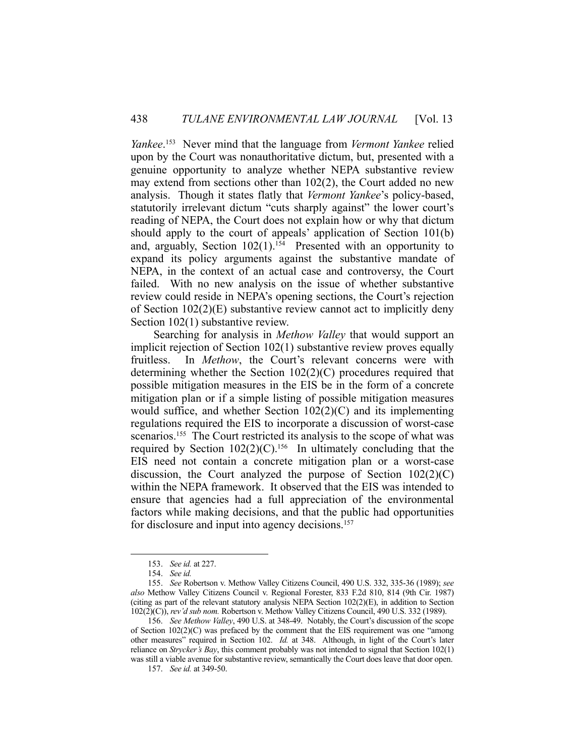*Yankee*.[153] Never mind that the language from *Vermont Yankee* relied upon by the Court was nonauthoritative dictum, but, presented with a genuine opportunity to analyze whether NEPA substantive review may extend from sections other than 102(2), the Court added no new analysis. Though it states flatly that *Vermont Yankee*'s policy-based, statutorily irrelevant dictum "cuts sharply against" the lower court's reading of NEPA, the Court does not explain how or why that dictum should apply to the court of appeals' application of Section 101(b) and, arguably, Section 102(1).[154] Presented with an opportunity to expand its policy arguments against the substantive mandate of NEPA, in the context of an actual case and controversy, the Court failed. With no new analysis on the issue of whether substantive review could reside in NEPA's opening sections, the Court's rejection of Section 102(2)(E) substantive review cannot act to implicitly deny Section 102(1) substantive review.

Searching for analysis in *Methow Valley* that would support an implicit rejection of Section 102(1) substantive review proves equally fruitless. In *Methow*, the Court's relevant concerns were with determining whether the Section 102(2)(C) procedures required that possible mitigation measures in the EIS be in the form of a concrete mitigation plan or if a simple listing of possible mitigation measures would suffice, and whether Section 102(2)(C) and its implementing regulations required the EIS to incorporate a discussion of worst-case scenarios.[155] The Court restricted its analysis to the scope of what was required by Section 102(2)(C).[156] In ultimately concluding that the EIS need not contain a concrete mitigation plan or a worst-case discussion, the Court analyzed the purpose of Section 102(2)(C) within the NEPA framework. It observed that the EIS was intended to ensure that agencies had a full appreciation of the environmental factors while making decisions, and that the public had opportunities for disclosure and input into agency decisions.[157]

---

153. *See id.* at 227.

154. *See id.*

155. *See* Robertson v. Methow Valley Citizens Council, 490 U.S. 332, 335-36 (1989); *see also* Methow Valley Citizens Council v. Regional Forester, 833 F.2d 810, 814 (9th Cir. 1987) (citing as part of the relevant statutory analysis NEPA Section 102(2)(E), in addition to Section 102(2)(C)), *rev'd sub nom.* Robertson v. Methow Valley Citizens Council, 490 U.S. 332 (1989).

156. *See Methow Valley*, 490 U.S. at 348-49. Notably, the Court's discussion of the scope of Section 102(2)(C) was prefaced by the comment that the EIS requirement was one "among other measures" required in Section 102. *Id.* at 348. Although, in light of the Court's later reliance on *Strycker's Bay*, this comment probably was not intended to signal that Section 102(1) was still a viable avenue for substantive review, semantically the Court does leave that door open.

157. *See id.* at 349-50.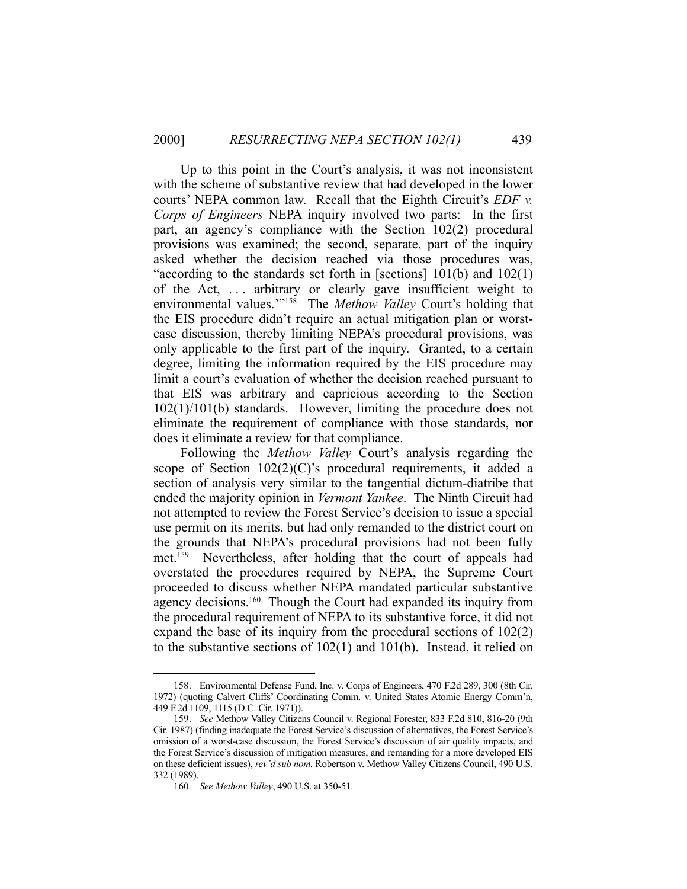Up to this point in the Court's analysis, it was not inconsistent with the scheme of substantive review that had developed in the lower courts' NEPA common law. Recall that the Eighth Circuit's *EDF v. Corps of Engineers* NEPA inquiry involved two parts: In the first part, an agency's compliance with the Section 102(2) procedural provisions was examined; the second, separate, part of the inquiry asked whether the decision reached via those procedures was, "according to the standards set forth in [sections] 101(b) and 102(1) of the Act, . . . arbitrary or clearly gave insufficient weight to environmental values.'"[158] The *Methow Valley* Court's holding that the EIS procedure didn't require an actual mitigation plan or worst-case discussion, thereby limiting NEPA's procedural provisions, was only applicable to the first part of the inquiry. Granted, to a certain degree, limiting the information required by the EIS procedure may limit a court's evaluation of whether the decision reached pursuant to that EIS was arbitrary and capricious according to the Section 102(1)/101(b) standards. However, limiting the procedure does not eliminate the requirement of compliance with those standards, nor does it eliminate a review for that compliance.

Following the *Methow Valley* Court's analysis regarding the scope of Section 102(2)(C)'s procedural requirements, it added a section of analysis very similar to the tangential dictum-diatribe that ended the majority opinion in *Vermont Yankee*. The Ninth Circuit had not attempted to review the Forest Service's decision to issue a special use permit on its merits, but had only remanded to the district court on the grounds that NEPA's procedural provisions had not been fully met.[159] Nevertheless, after holding that the court of appeals had overstated the procedures required by NEPA, the Supreme Court proceeded to discuss whether NEPA mandated particular substantive agency decisions.[160] Though the Court had expanded its inquiry from the procedural requirement of NEPA to its substantive force, it did not expand the base of its inquiry from the procedural sections of 102(2) to the substantive sections of 102(1) and 101(b). Instead, it relied on

---

158. Environmental Defense Fund, Inc. v. Corps of Engineers, 470 F.2d 289, 300 (8th Cir. 1972) (quoting Calvert Cliffs' Coordinating Comm. v. United States Atomic Energy Comm'n, 449 F.2d 1109, 1115 (D.C. Cir. 1971)).

159. *See* Methow Valley Citizens Council v. Regional Forester, 833 F.2d 810, 816-20 (9th Cir. 1987) (finding inadequate the Forest Service's discussion of alternatives, the Forest Service's omission of a worst-case discussion, the Forest Service's discussion of air quality impacts, and the Forest Service's discussion of mitigation measures, and remanding for a more developed EIS on these deficient issues), *rev'd sub nom.* Robertson v. Methow Valley Citizens Council, 490 U.S. 332 (1989).

160. *See Methow Valley*, 490 U.S. at 350-51.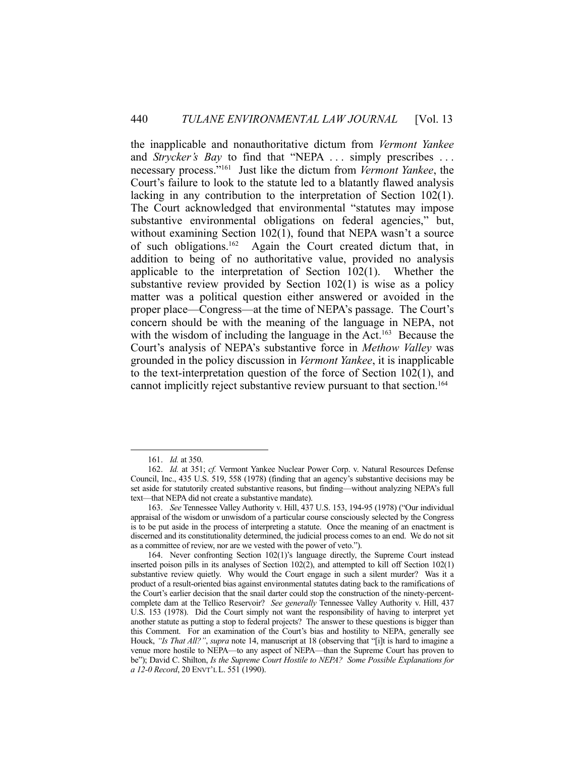the inapplicable and nonauthoritative dictum from *Vermont Yankee* and *Strycker's Bay* to find that "NEPA . . . simply prescribes . . . necessary process."[161] Just like the dictum from *Vermont Yankee*, the Court's failure to look to the statute led to a blatantly flawed analysis lacking in any contribution to the interpretation of Section 102(1). The Court acknowledged that environmental "statutes may impose substantive environmental obligations on federal agencies," but, without examining Section 102(1), found that NEPA wasn't a source of such obligations.[162] Again the Court created dictum that, in addition to being of no authoritative value, provided no analysis applicable to the interpretation of Section 102(1). Whether the substantive review provided by Section 102(1) is wise as a policy matter was a political question either answered or avoided in the proper place—Congress—at the time of NEPA's passage. The Court's concern should be with the meaning of the language in NEPA, not with the wisdom of including the language in the Act.[163] Because the Court's analysis of NEPA's substantive force in *Methow Valley* was grounded in the policy discussion in *Vermont Yankee*, it is inapplicable to the text-interpretation question of the force of Section 102(1), and cannot implicitly reject substantive review pursuant to that section.[164]

---

161. *Id.* at 350.

162. *Id.* at 351; *cf.* Vermont Yankee Nuclear Power Corp. v. Natural Resources Defense Council, Inc., 435 U.S. 519, 558 (1978) (finding that an agency's substantive decisions may be set aside for statutorily created substantive reasons, but finding—without analyzing NEPA's full text—that NEPA did not create a substantive mandate).

163. *See* Tennessee Valley Authority v. Hill, 437 U.S. 153, 194-95 (1978) ("Our individual appraisal of the wisdom or unwisdom of a particular course consciously selected by the Congress is to be put aside in the process of interpreting a statute. Once the meaning of an enactment is discerned and its constitutionality determined, the judicial process comes to an end. We do not sit as a committee of review, nor are we vested with the power of veto.").

164. Never confronting Section 102(1)'s language directly, the Supreme Court instead inserted poison pills in its analyses of Section 102(2), and attempted to kill off Section 102(1) substantive review quietly. Why would the Court engage in such a silent murder? Was it a product of a result-oriented bias against environmental statutes dating back to the ramifications of the Court's earlier decision that the snail darter could stop the construction of the ninety-percent-complete dam at the Tellico Reservoir? *See generally* Tennessee Valley Authority v. Hill, 437 U.S. 153 (1978). Did the Court simply not want the responsibility of having to interpret yet another statute as putting a stop to federal projects? The answer to these questions is bigger than this Comment. For an examination of the Court's bias and hostility to NEPA, generally see Houck, *"Is That All?"*, *supra* note 14, manuscript at 18 (observing that "[i]t is hard to imagine a venue more hostile to NEPA—to any aspect of NEPA—than the Supreme Court has proven to be"); David C. Shilton, *Is the Supreme Court Hostile to NEPA? Some Possible Explanations for a 12-0 Record*, 20 ENVT'L L. 551 (1990).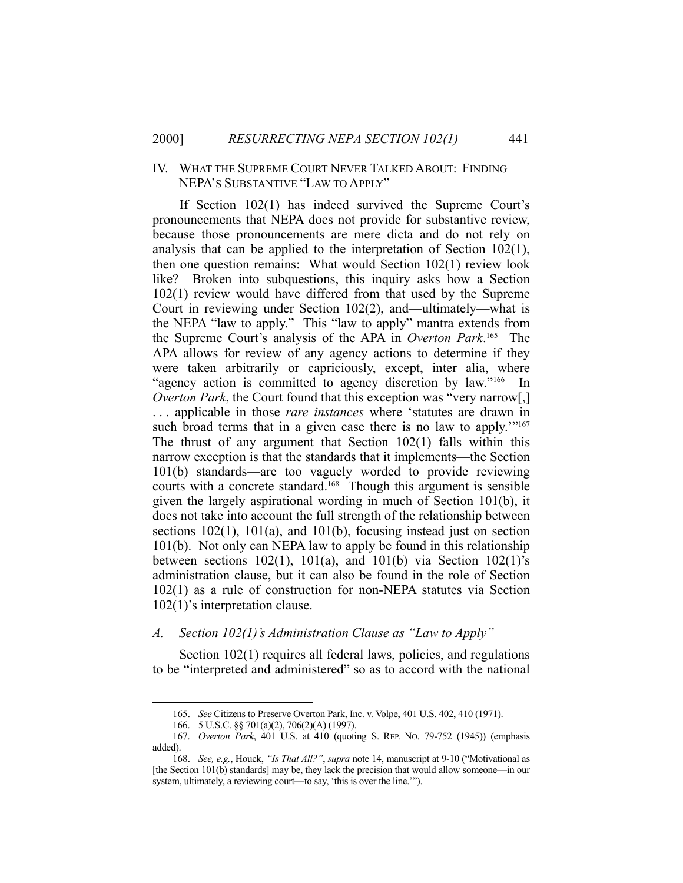## IV. What the Supreme Court Never Talked About: Finding NEPA's Substantive "Law to Apply"

If Section 102(1) has indeed survived the Supreme Court's pronouncements that NEPA does not provide for substantive review, because those pronouncements are mere dicta and do not rely on analysis that can be applied to the interpretation of Section 102(1), then one question remains: What would Section 102(1) review look like? Broken into subquestions, this inquiry asks how a Section 102(1) review would have differed from that used by the Supreme Court in reviewing under Section 102(2), and—ultimately—what is the NEPA "law to apply." This "law to apply" mantra extends from the Supreme Court's analysis of the APA in *Overton Park*.[165] The APA allows for review of any agency actions to determine if they were taken arbitrarily or capriciously, except, inter alia, where "agency action is committed to agency discretion by law."[166] In *Overton Park*, the Court found that this exception was "very narrow[,] . . . applicable in those *rare instances* where 'statutes are drawn in such broad terms that in a given case there is no law to apply.'"[167] The thrust of any argument that Section 102(1) falls within this narrow exception is that the standards that it implements—the Section 101(b) standards—are too vaguely worded to provide reviewing courts with a concrete standard.[168] Though this argument is sensible given the largely aspirational wording in much of Section 101(b), it does not take into account the full strength of the relationship between sections 102(1), 101(a), and 101(b), focusing instead just on section 101(b). Not only can NEPA law to apply be found in this relationship between sections 102(1), 101(a), and 101(b) via Section 102(1)'s administration clause, but it can also be found in the role of Section 102(1) as a rule of construction for non-NEPA statutes via Section 102(1)'s interpretation clause.

### A. Section 102(1)'s Administration Clause as "Law to Apply"

Section 102(1) requires all federal laws, policies, and regulations to be "interpreted and administered" so as to accord with the national

---

165. *See* Citizens to Preserve Overton Park, Inc. v. Volpe, 401 U.S. 402, 410 (1971).

166. 5 U.S.C. §§ 701(a)(2), 706(2)(A) (1997).

167. *Overton Park*, 401 U.S. at 410 (quoting S. Rep. No. 79-752 (1945)) (emphasis added).

168. *See, e.g.*, Houck, *"Is That All?"*, *supra* note 14, manuscript at 9-10 ("Motivational as [the Section 101(b) standards] may be, they lack the precision that would allow someone—in our system, ultimately, a reviewing court—to say, 'this is over the line.'").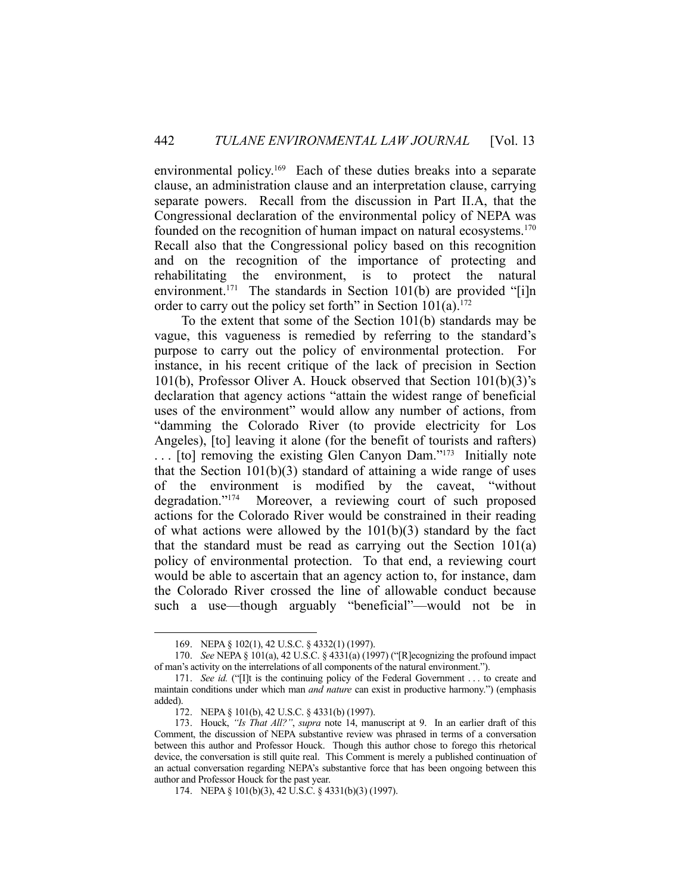environmental policy.[169] Each of these duties breaks into a separate clause, an administration clause and an interpretation clause, carrying separate powers. Recall from the discussion in Part II.A, that the Congressional declaration of the environmental policy of NEPA was founded on the recognition of human impact on natural ecosystems.[170] Recall also that the Congressional policy based on this recognition and on the recognition of the importance of protecting and rehabilitating the environment, is to protect the natural environment.[171] The standards in Section 101(b) are provided "[i]n order to carry out the policy set forth" in Section 101(a).[172]

To the extent that some of the Section 101(b) standards may be vague, this vagueness is remedied by referring to the standard's purpose to carry out the policy of environmental protection. For instance, in his recent critique of the lack of precision in Section 101(b), Professor Oliver A. Houck observed that Section 101(b)(3)'s declaration that agency actions "attain the widest range of beneficial uses of the environment" would allow any number of actions, from "damming the Colorado River (to provide electricity for Los Angeles), [to] leaving it alone (for the benefit of tourists and rafters) . . . [to] removing the existing Glen Canyon Dam."[173] Initially note that the Section 101(b)(3) standard of attaining a wide range of uses of the environment is modified by the caveat, "without degradation."[174] Moreover, a reviewing court of such proposed actions for the Colorado River would be constrained in their reading of what actions were allowed by the 101(b)(3) standard by the fact that the standard must be read as carrying out the Section 101(a) policy of environmental protection. To that end, a reviewing court would be able to ascertain that an agency action to, for instance, dam the Colorado River crossed the line of allowable conduct because such a use—though arguably "beneficial"—would not be in

---

169. NEPA § 102(1), 42 U.S.C. § 4332(1) (1997).

170. *See* NEPA § 101(a), 42 U.S.C. § 4331(a) (1997) ("[R]ecognizing the profound impact of man's activity on the interrelations of all components of the natural environment.").

171. *See id.* ("[I]t is the continuing policy of the Federal Government . . . to create and maintain conditions under which man *and nature* can exist in productive harmony.") (emphasis added).

172. NEPA § 101(b), 42 U.S.C. § 4331(b) (1997).

173. Houck, *"Is That All?"*, *supra* note 14, manuscript at 9. In an earlier draft of this Comment, the discussion of NEPA substantive review was phrased in terms of a conversation between this author and Professor Houck. Though this author chose to forego this rhetorical device, the conversation is still quite real. This Comment is merely a published continuation of an actual conversation regarding NEPA's substantive force that has been ongoing between this author and Professor Houck for the past year.

174. NEPA § 101(b)(3), 42 U.S.C. § 4331(b)(3) (1997).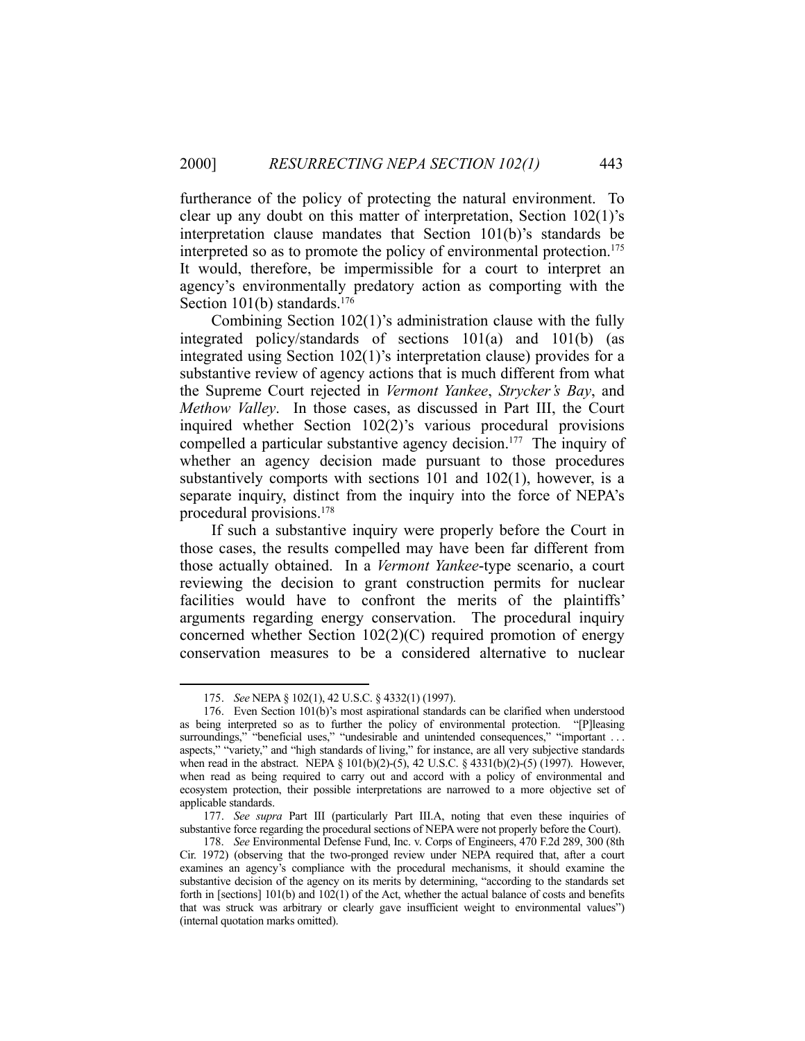furtherance of the policy of protecting the natural environment. To clear up any doubt on this matter of interpretation, Section 102(1)'s interpretation clause mandates that Section 101(b)'s standards be interpreted so as to promote the policy of environmental protection.[175] It would, therefore, be impermissible for a court to interpret an agency's environmentally predatory action as comporting with the Section 101(b) standards.[176]

Combining Section 102(1)'s administration clause with the fully integrated policy/standards of sections 101(a) and 101(b) (as integrated using Section 102(1)'s interpretation clause) provides for a substantive review of agency actions that is much different from what the Supreme Court rejected in *Vermont Yankee*, *Strycker's Bay*, and *Methow Valley*. In those cases, as discussed in Part III, the Court inquired whether Section 102(2)'s various procedural provisions compelled a particular substantive agency decision.[177] The inquiry of whether an agency decision made pursuant to those procedures substantively comports with sections 101 and 102(1), however, is a separate inquiry, distinct from the inquiry into the force of NEPA's procedural provisions.[178]

If such a substantive inquiry were properly before the Court in those cases, the results compelled may have been far different from those actually obtained. In a *Vermont Yankee*-type scenario, a court reviewing the decision to grant construction permits for nuclear facilities would have to confront the merits of the plaintiffs' arguments regarding energy conservation. The procedural inquiry concerned whether Section 102(2)(C) required promotion of energy conservation measures to be a considered alternative to nuclear

---

175. *See* NEPA § 102(1), 42 U.S.C. § 4332(1) (1997).

176. Even Section 101(b)'s most aspirational standards can be clarified when understood as being interpreted so as to further the policy of environmental protection. "[P]leasing surroundings," "beneficial uses," "undesirable and unintended consequences," "important . . . aspects," "variety," and "high standards of living," for instance, are all very subjective standards when read in the abstract. NEPA § 101(b)(2)-(5), 42 U.S.C. § 4331(b)(2)-(5) (1997). However, when read as being required to carry out and accord with a policy of environmental and ecosystem protection, their possible interpretations are narrowed to a more objective set of applicable standards.

177. *See supra* Part III (particularly Part III.A, noting that even these inquiries of substantive force regarding the procedural sections of NEPA were not properly before the Court).

178. *See* Environmental Defense Fund, Inc. v. Corps of Engineers, 470 F.2d 289, 300 (8th Cir. 1972) (observing that the two-pronged review under NEPA required that, after a court examines an agency's compliance with the procedural mechanisms, it should examine the substantive decision of the agency on its merits by determining, "according to the standards set forth in [sections] 101(b) and 102(1) of the Act, whether the actual balance of costs and benefits that was struck was arbitrary or clearly gave insufficient weight to environmental values") (internal quotation marks omitted).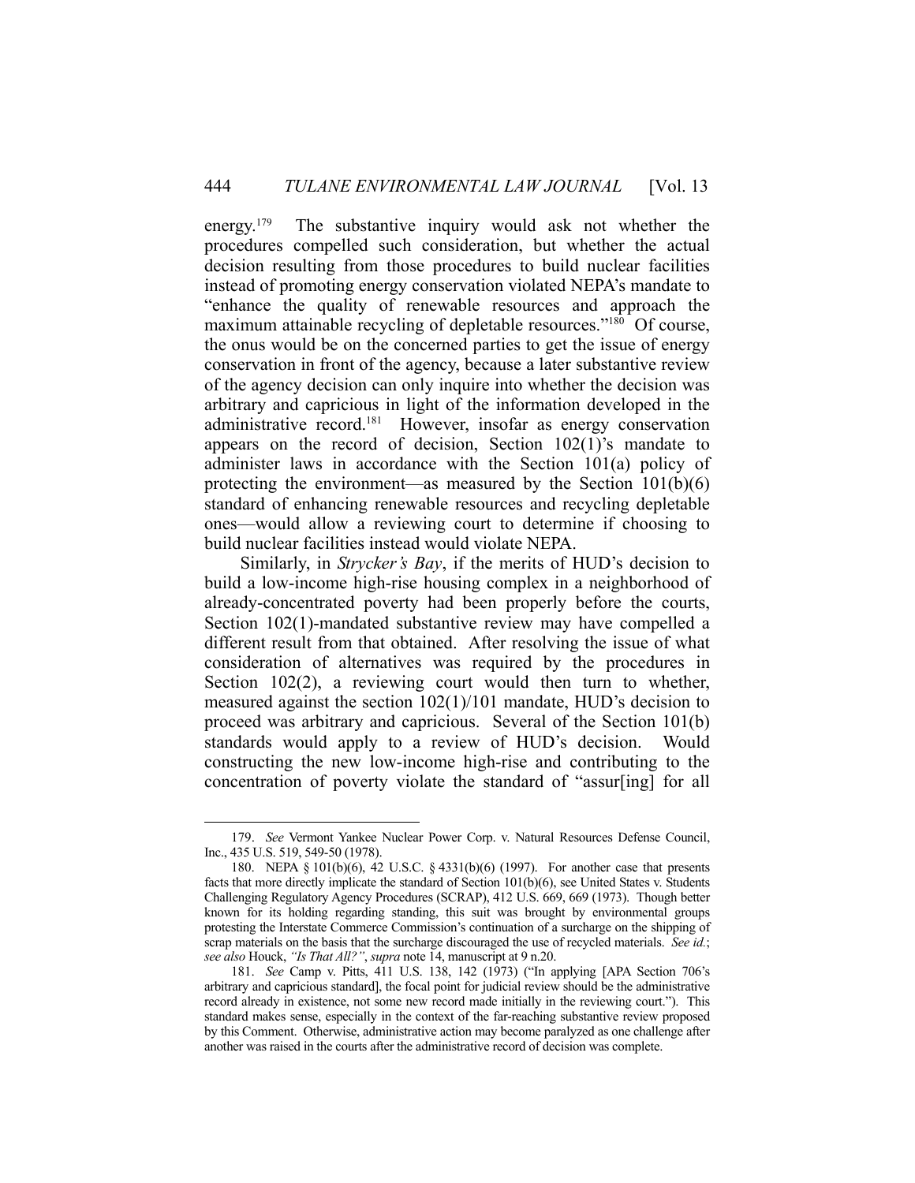energy.[179] The substantive inquiry would ask not whether the procedures compelled such consideration, but whether the actual decision resulting from those procedures to build nuclear facilities instead of promoting energy conservation violated NEPA's mandate to "enhance the quality of renewable resources and approach the maximum attainable recycling of depletable resources."[180] Of course, the onus would be on the concerned parties to get the issue of energy conservation in front of the agency, because a later substantive review of the agency decision can only inquire into whether the decision was arbitrary and capricious in light of the information developed in the administrative record.[181] However, insofar as energy conservation appears on the record of decision, Section 102(1)'s mandate to administer laws in accordance with the Section 101(a) policy of protecting the environment—as measured by the Section 101(b)(6) standard of enhancing renewable resources and recycling depletable ones—would allow a reviewing court to determine if choosing to build nuclear facilities instead would violate NEPA.

Similarly, in *Strycker's Bay*, if the merits of HUD's decision to build a low-income high-rise housing complex in a neighborhood of already-concentrated poverty had been properly before the courts, Section 102(1)-mandated substantive review may have compelled a different result from that obtained. After resolving the issue of what consideration of alternatives was required by the procedures in Section 102(2), a reviewing court would then turn to whether, measured against the section 102(1)/101 mandate, HUD's decision to proceed was arbitrary and capricious. Several of the Section 101(b) standards would apply to a review of HUD's decision. Would constructing the new low-income high-rise and contributing to the concentration of poverty violate the standard of "assur[ing] for all

---

179. *See* Vermont Yankee Nuclear Power Corp. v. Natural Resources Defense Council, Inc., 435 U.S. 519, 549-50 (1978).

180. NEPA § 101(b)(6), 42 U.S.C. § 4331(b)(6) (1997). For another case that presents facts that more directly implicate the standard of Section 101(b)(6), see United States v. Students Challenging Regulatory Agency Procedures (SCRAP), 412 U.S. 669, 669 (1973). Though better known for its holding regarding standing, this suit was brought by environmental groups protesting the Interstate Commerce Commission's continuation of a surcharge on the shipping of scrap materials on the basis that the surcharge discouraged the use of recycled materials. *See id.*; *see also* Houck, *"Is That All?"*, *supra* note 14, manuscript at 9 n.20.

181. *See* Camp v. Pitts, 411 U.S. 138, 142 (1973) ("In applying [APA Section 706's arbitrary and capricious standard], the focal point for judicial review should be the administrative record already in existence, not some new record made initially in the reviewing court."). This standard makes sense, especially in the context of the far-reaching substantive review proposed by this Comment. Otherwise, administrative action may become paralyzed as one challenge after another was raised in the courts after the administrative record of decision was complete.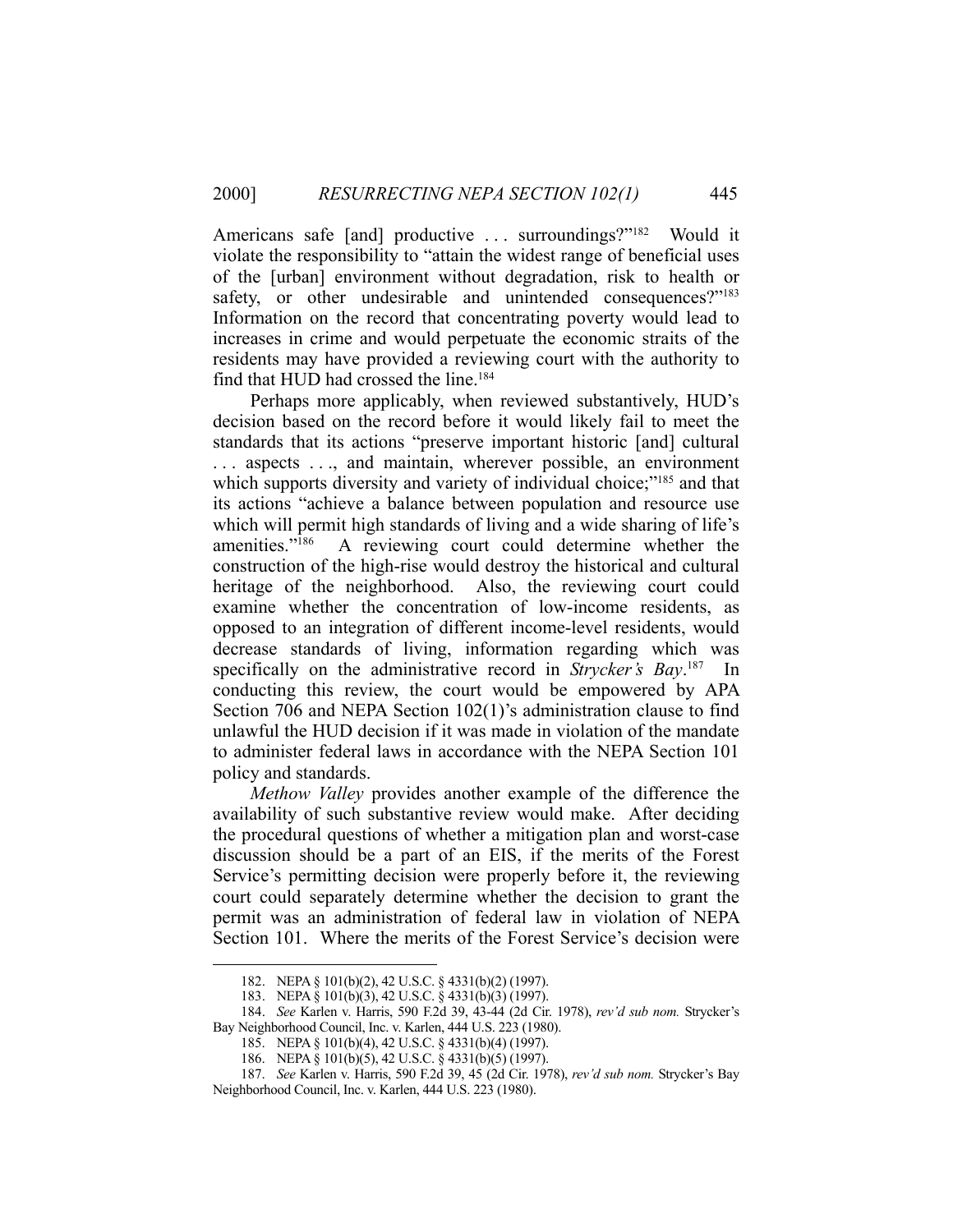Americans safe [and] productive . . . surroundings?"[182] Would it violate the responsibility to "attain the widest range of beneficial uses of the [urban] environment without degradation, risk to health or safety, or other undesirable and unintended consequences?"[183] Information on the record that concentrating poverty would lead to increases in crime and would perpetuate the economic straits of the residents may have provided a reviewing court with the authority to find that HUD had crossed the line.[184]

Perhaps more applicably, when reviewed substantively, HUD's decision based on the record before it would likely fail to meet the standards that its actions "preserve important historic [and] cultural . . . aspects . . ., and maintain, wherever possible, an environment which supports diversity and variety of individual choice;"[185] and that its actions "achieve a balance between population and resource use which will permit high standards of living and a wide sharing of life's amenities."[186] A reviewing court could determine whether the construction of the high-rise would destroy the historical and cultural heritage of the neighborhood. Also, the reviewing court could examine whether the concentration of low-income residents, as opposed to an integration of different income-level residents, would decrease standards of living, information regarding which was specifically on the administrative record in *Strycker's Bay*.[187] In conducting this review, the court would be empowered by APA Section 706 and NEPA Section 102(1)'s administration clause to find unlawful the HUD decision if it was made in violation of the mandate to administer federal laws in accordance with the NEPA Section 101 policy and standards.

*Methow Valley* provides another example of the difference the availability of such substantive review would make. After deciding the procedural questions of whether a mitigation plan and worst-case discussion should be a part of an EIS, if the merits of the Forest Service's permitting decision were properly before it, the reviewing court could separately determine whether the decision to grant the permit was an administration of federal law in violation of NEPA Section 101. Where the merits of the Forest Service's decision were

---

182. NEPA § 101(b)(2), 42 U.S.C. § 4331(b)(2) (1997).

183. NEPA § 101(b)(3), 42 U.S.C. § 4331(b)(3) (1997).

184. *See* Karlen v. Harris, 590 F.2d 39, 43-44 (2d Cir. 1978), *rev'd sub nom.* Strycker's Bay Neighborhood Council, Inc. v. Karlen, 444 U.S. 223 (1980).

185. NEPA § 101(b)(4), 42 U.S.C. § 4331(b)(4) (1997).

186. NEPA § 101(b)(5), 42 U.S.C. § 4331(b)(5) (1997).

187. *See* Karlen v. Harris, 590 F.2d 39, 45 (2d Cir. 1978), *rev'd sub nom.* Strycker's Bay Neighborhood Council, Inc. v. Karlen, 444 U.S. 223 (1980).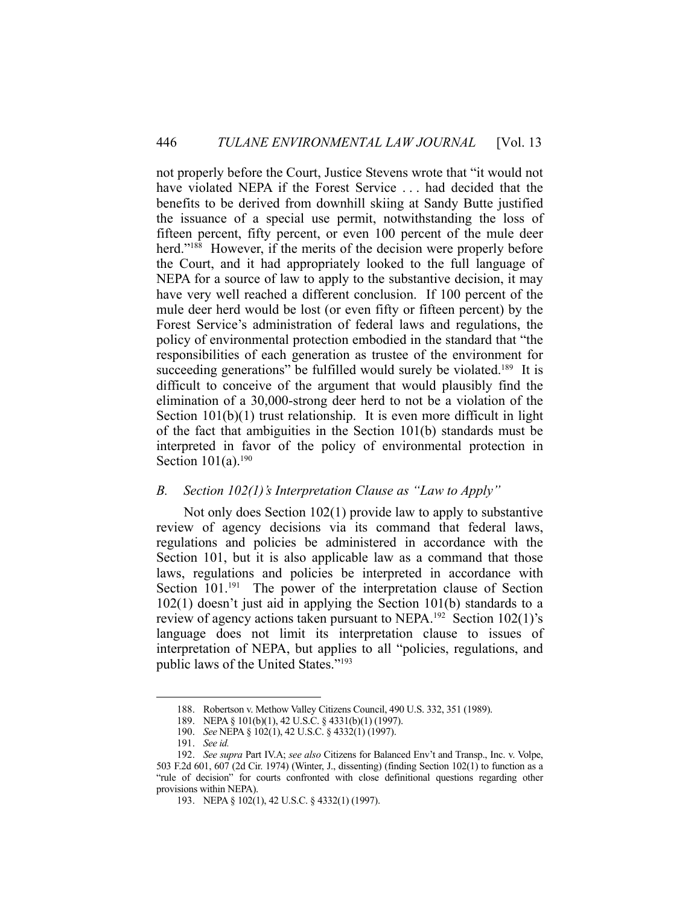not properly before the Court, Justice Stevens wrote that "it would not have violated NEPA if the Forest Service . . . had decided that the benefits to be derived from downhill skiing at Sandy Butte justified the issuance of a special use permit, notwithstanding the loss of fifteen percent, fifty percent, or even 100 percent of the mule deer herd."[188] However, if the merits of the decision were properly before the Court, and it had appropriately looked to the full language of NEPA for a source of law to apply to the substantive decision, it may have very well reached a different conclusion. If 100 percent of the mule deer herd would be lost (or even fifty or fifteen percent) by the Forest Service's administration of federal laws and regulations, the policy of environmental protection embodied in the standard that "the responsibilities of each generation as trustee of the environment for succeeding generations" be fulfilled would surely be violated.[189] It is difficult to conceive of the argument that would plausibly find the elimination of a 30,000-strong deer herd to not be a violation of the Section 101(b)(1) trust relationship. It is even more difficult in light of the fact that ambiguities in the Section 101(b) standards must be interpreted in favor of the policy of environmental protection in Section 101(a).[190]

### *B. Section 102(1)'s Interpretation Clause as "Law to Apply"*

Not only does Section 102(1) provide law to apply to substantive review of agency decisions via its command that federal laws, regulations and policies be administered in accordance with the Section 101, but it is also applicable law as a command that those laws, regulations and policies be interpreted in accordance with Section 101.[191] The power of the interpretation clause of Section 102(1) doesn't just aid in applying the Section 101(b) standards to a review of agency actions taken pursuant to NEPA.[192] Section 102(1)'s language does not limit its interpretation clause to issues of interpretation of NEPA, but applies to all "policies, regulations, and public laws of the United States."[193]

---

188. Robertson v. Methow Valley Citizens Council, 490 U.S. 332, 351 (1989).

189. NEPA § 101(b)(1), 42 U.S.C. § 4331(b)(1) (1997).

190. *See* NEPA § 102(1), 42 U.S.C. § 4332(1) (1997).

191. *See id.*

192. *See supra* Part IV.A; *see also* Citizens for Balanced Env't and Transp., Inc. v. Volpe, 503 F.2d 601, 607 (2d Cir. 1974) (Winter, J., dissenting) (finding Section 102(1) to function as a "rule of decision" for courts confronted with close definitional questions regarding other provisions within NEPA).

193. NEPA § 102(1), 42 U.S.C. § 4332(1) (1997).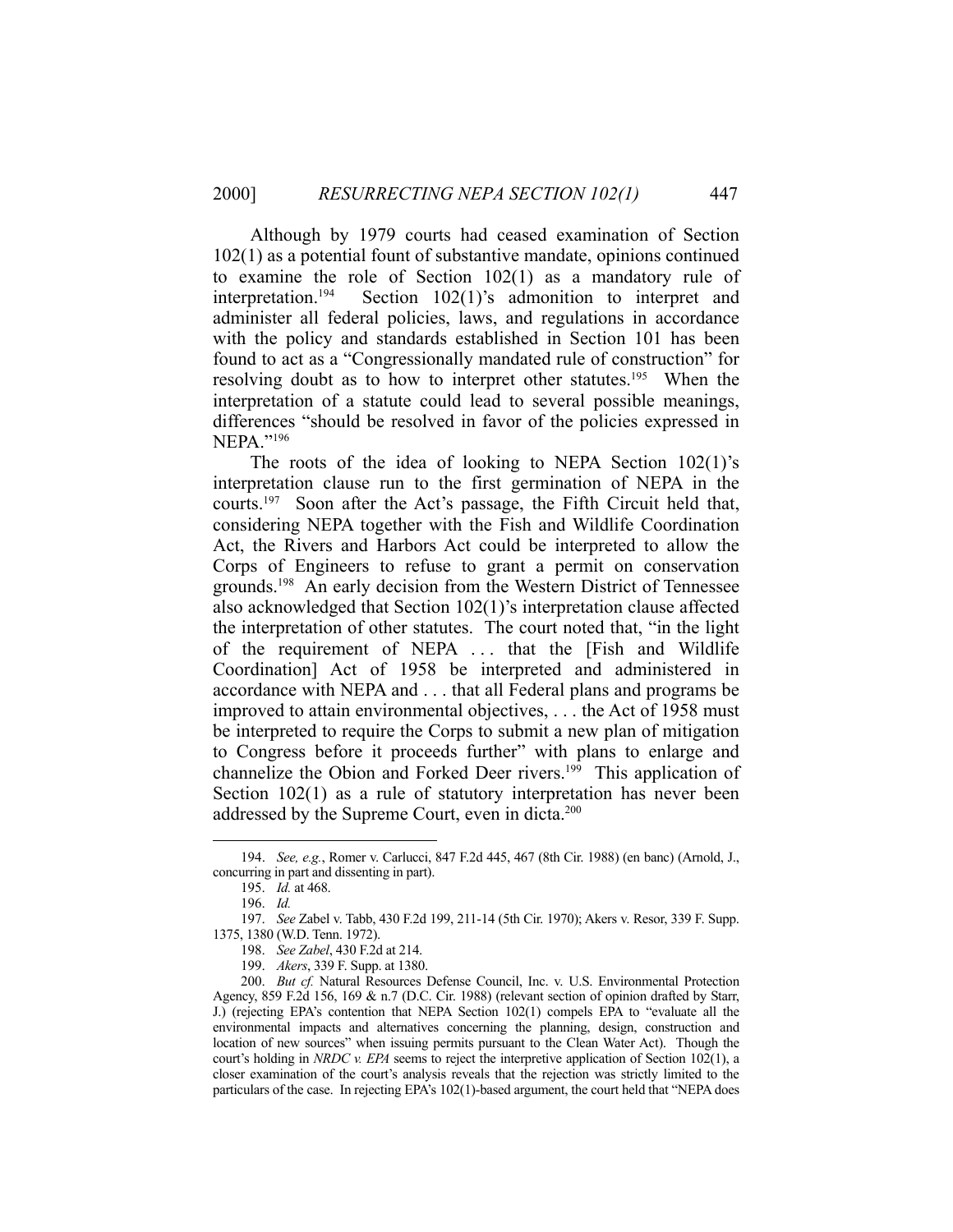Although by 1979 courts had ceased examination of Section 102(1) as a potential fount of substantive mandate, opinions continued to examine the role of Section 102(1) as a mandatory rule of interpretation.[194] Section 102(1)'s admonition to interpret and administer all federal policies, laws, and regulations in accordance with the policy and standards established in Section 101 has been found to act as a "Congressionally mandated rule of construction" for resolving doubt as to how to interpret other statutes.[195] When the interpretation of a statute could lead to several possible meanings, differences "should be resolved in favor of the policies expressed in NEPA."[196]

The roots of the idea of looking to NEPA Section 102(1)'s interpretation clause run to the first germination of NEPA in the courts.[197] Soon after the Act's passage, the Fifth Circuit held that, considering NEPA together with the Fish and Wildlife Coordination Act, the Rivers and Harbors Act could be interpreted to allow the Corps of Engineers to refuse to grant a permit on conservation grounds.[198] An early decision from the Western District of Tennessee also acknowledged that Section 102(1)'s interpretation clause affected the interpretation of other statutes. The court noted that, "in the light of the requirement of NEPA . . . that the [Fish and Wildlife Coordination] Act of 1958 be interpreted and administered in accordance with NEPA and . . . that all Federal plans and programs be improved to attain environmental objectives, . . . the Act of 1958 must be interpreted to require the Corps to submit a new plan of mitigation to Congress before it proceeds further" with plans to enlarge and channelize the Obion and Forked Deer rivers.[199] This application of Section 102(1) as a rule of statutory interpretation has never been addressed by the Supreme Court, even in dicta.[200]

---

194. *See, e.g.*, Romer v. Carlucci, 847 F.2d 445, 467 (8th Cir. 1988) (en banc) (Arnold, J., concurring in part and dissenting in part).

195. *Id.* at 468.

196. *Id.*

197. *See* Zabel v. Tabb, 430 F.2d 199, 211-14 (5th Cir. 1970); Akers v. Resor, 339 F. Supp. 1375, 1380 (W.D. Tenn. 1972).

198. *See Zabel*, 430 F.2d at 214.

199. *Akers*, 339 F. Supp. at 1380.

200. *But cf.* Natural Resources Defense Council, Inc. v. U.S. Environmental Protection Agency, 859 F.2d 156, 169 & n.7 (D.C. Cir. 1988) (relevant section of opinion drafted by Starr, J.) (rejecting EPA's contention that NEPA Section 102(1) compels EPA to "evaluate all the environmental impacts and alternatives concerning the planning, design, construction and location of new sources" when issuing permits pursuant to the Clean Water Act). Though the court's holding in *NRDC v. EPA* seems to reject the interpretive application of Section 102(1), a closer examination of the court's analysis reveals that the rejection was strictly limited to the particulars of the case. In rejecting EPA's 102(1)-based argument, the court held that "NEPA does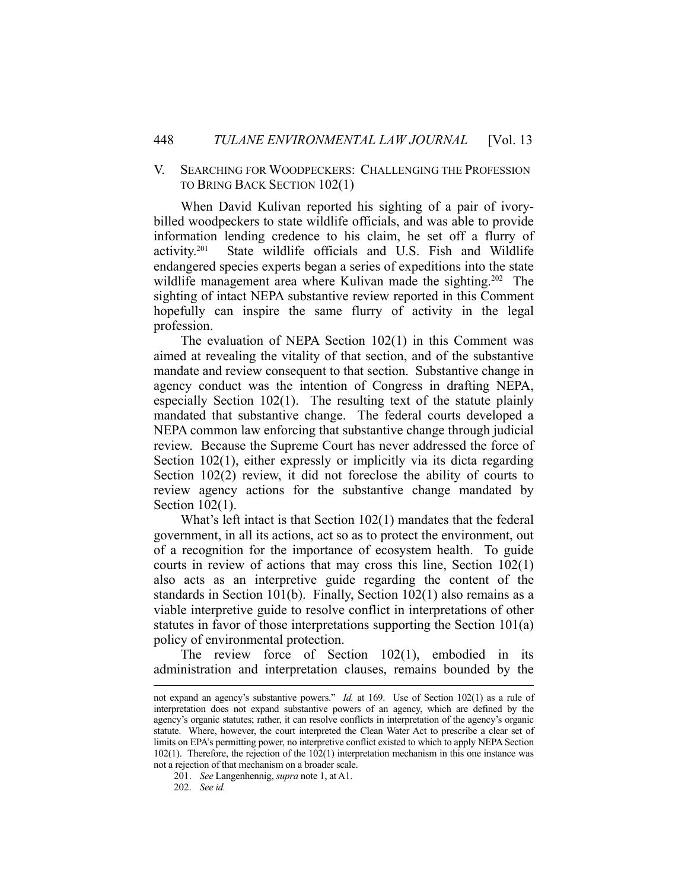## V. SEARCHING FOR WOODPECKERS: CHALLENGING THE PROFESSION TO BRING BACK SECTION 102(1)

When David Kulivan reported his sighting of a pair of ivory-billed woodpeckers to state wildlife officials, and was able to provide information lending credence to his claim, he set off a flurry of activity.[201] State wildlife officials and U.S. Fish and Wildlife endangered species experts began a series of expeditions into the state wildlife management area where Kulivan made the sighting.[202] The sighting of intact NEPA substantive review reported in this Comment hopefully can inspire the same flurry of activity in the legal profession.

The evaluation of NEPA Section 102(1) in this Comment was aimed at revealing the vitality of that section, and of the substantive mandate and review consequent to that section. Substantive change in agency conduct was the intention of Congress in drafting NEPA, especially Section 102(1). The resulting text of the statute plainly mandated that substantive change. The federal courts developed a NEPA common law enforcing that substantive change through judicial review. Because the Supreme Court has never addressed the force of Section 102(1), either expressly or implicitly via its dicta regarding Section 102(2) review, it did not foreclose the ability of courts to review agency actions for the substantive change mandated by Section 102(1).

What's left intact is that Section 102(1) mandates that the federal government, in all its actions, act so as to protect the environment, out of a recognition for the importance of ecosystem health. To guide courts in review of actions that may cross this line, Section 102(1) also acts as an interpretive guide regarding the content of the standards in Section 101(b). Finally, Section 102(1) also remains as a viable interpretive guide to resolve conflict in interpretations of other statutes in favor of those interpretations supporting the Section 101(a) policy of environmental protection.

The review force of Section 102(1), embodied in its administration and interpretation clauses, remains bounded by the

---

not expand an agency's substantive powers." *Id.* at 169. Use of Section 102(1) as a rule of interpretation does not expand substantive powers of an agency, which are defined by the agency's organic statutes; rather, it can resolve conflicts in interpretation of the agency's organic statute. Where, however, the court interpreted the Clean Water Act to prescribe a clear set of limits on EPA's permitting power, no interpretive conflict existed to which to apply NEPA Section 102(1). Therefore, the rejection of the 102(1) interpretation mechanism in this one instance was not a rejection of that mechanism on a broader scale.

201. *See* Langenhennig, *supra* note 1, at A1.

202. *See id.*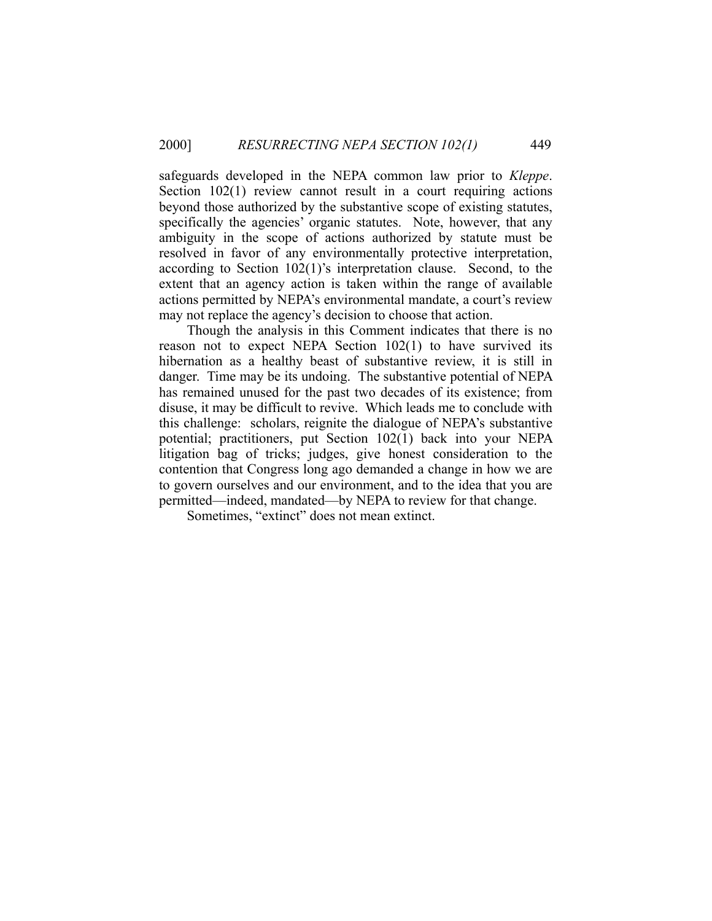safeguards developed in the NEPA common law prior to *Kleppe*. Section 102(1) review cannot result in a court requiring actions beyond those authorized by the substantive scope of existing statutes, specifically the agencies' organic statutes. Note, however, that any ambiguity in the scope of actions authorized by statute must be resolved in favor of any environmentally protective interpretation, according to Section 102(1)'s interpretation clause. Second, to the extent that an agency action is taken within the range of available actions permitted by NEPA's environmental mandate, a court's review may not replace the agency's decision to choose that action.

Though the analysis in this Comment indicates that there is no reason not to expect NEPA Section 102(1) to have survived its hibernation as a healthy beast of substantive review, it is still in danger. Time may be its undoing. The substantive potential of NEPA has remained unused for the past two decades of its existence; from disuse, it may be difficult to revive. Which leads me to conclude with this challenge: scholars, reignite the dialogue of NEPA's substantive potential; practitioners, put Section 102(1) back into your NEPA litigation bag of tricks; judges, give honest consideration to the contention that Congress long ago demanded a change in how we are to govern ourselves and our environment, and to the idea that you are permitted—indeed, mandated—by NEPA to review for that change.

Sometimes, "extinct" does not mean extinct.